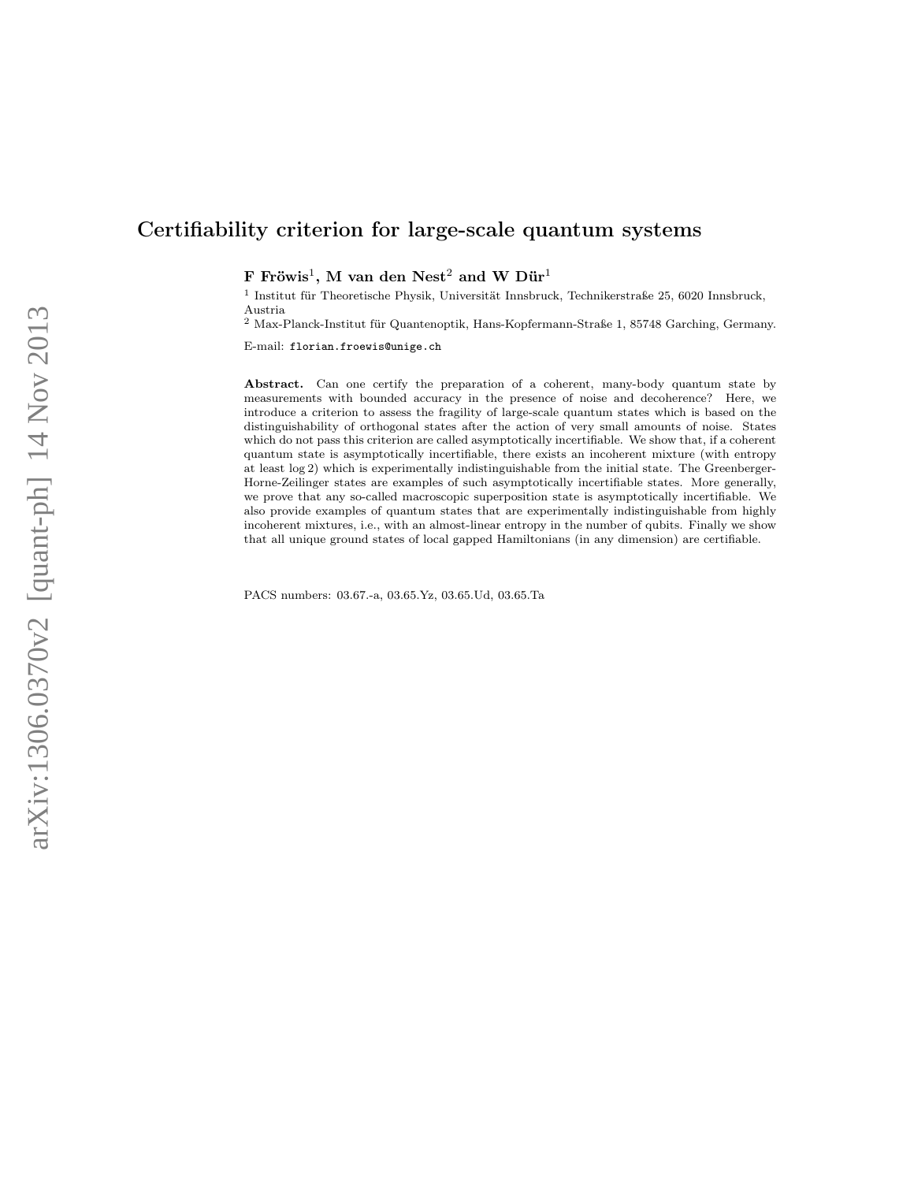# Certifiability criterion for large-scale quantum systems

**F Fröwis**[1], **M van den Nest**[2] **and W Dür**[1]

[1] Institut für Theoretische Physik, Universität Innsbruck, Technikerstraße 25, 6020 Innsbruck, Austria

[2] Max-Planck-Institut für Quantenoptik, Hans-Kopfermann-Straße 1, 85748 Garching, Germany.

E-mail: `florian.froewis@unige.ch`

**Abstract.** Can one certify the preparation of a coherent, many-body quantum state by measurements with bounded accuracy in the presence of noise and decoherence? Here, we introduce a criterion to assess the fragility of large-scale quantum states which is based on the distinguishability of orthogonal states after the action of very small amounts of noise. States which do not pass this criterion are called asymptotically incertifiable. We show that, if a coherent quantum state is asymptotically incertifiable, there exists an incoherent mixture (with entropy at least $\log 2$) which is experimentally indistinguishable from the initial state. The Greenberger-Horne-Zeilinger states are examples of such asymptotically incertifiable states. More generally, we prove that any so-called macroscopic superposition state is asymptotically incertifiable. We also provide examples of quantum states that are experimentally indistinguishable from highly incoherent mixtures, i.e., with an almost-linear entropy in the number of qubits. Finally we show that all unique ground states of local gapped Hamiltonians (in any dimension) are certifiable.

PACS numbers: 03.67.-a, 03.65.Yz, 03.65.Ud, 03.65.Ta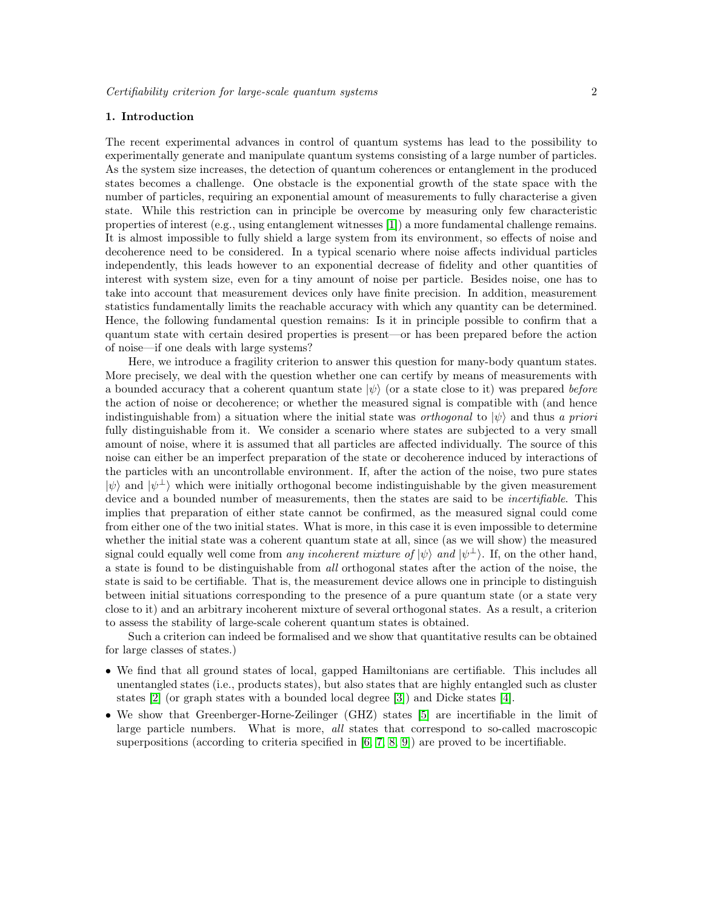## 1. Introduction

The recent experimental advances in control of quantum systems has lead to the possibility to experimentally generate and manipulate quantum systems consisting of a large number of particles. As the system size increases, the detection of quantum coherences or entanglement in the produced states becomes a challenge. One obstacle is the exponential growth of the state space with the number of particles, requiring an exponential amount of measurements to fully characterise a given state. While this restriction can in principle be overcome by measuring only few characteristic properties of interest (e.g., using entanglement witnesses [1]) a more fundamental challenge remains. It is almost impossible to fully shield a large system from its environment, so effects of noise and decoherence need to be considered. In a typical scenario where noise affects individual particles independently, this leads however to an exponential decrease of fidelity and other quantities of interest with system size, even for a tiny amount of noise per particle. Besides noise, one has to take into account that measurement devices only have finite precision. In addition, measurement statistics fundamentally limits the reachable accuracy with which any quantity can be determined. Hence, the following fundamental question remains: Is it in principle possible to confirm that a quantum state with certain desired properties is present—or has been prepared before the action of noise—if one deals with large systems?

Here, we introduce a fragility criterion to answer this question for many-body quantum states. More precisely, we deal with the question whether one can certify by means of measurements with a bounded accuracy that a coherent quantum state $|\psi\rangle$ (or a state close to it) was prepared *before* the action of noise or decoherence; or whether the measured signal is compatible with (and hence indistinguishable from) a situation where the initial state was *orthogonal* to $|\psi\rangle$ and thus *a priori* fully distinguishable from it. We consider a scenario where states are subjected to a very small amount of noise, where it is assumed that all particles are affected individually. The source of this noise can either be an imperfect preparation of the state or decoherence induced by interactions of the particles with an uncontrollable environment. If, after the action of the noise, two pure states $|\psi\rangle$ and $|\psi^{\perp}\rangle$ which were initially orthogonal become indistinguishable by the given measurement device and a bounded number of measurements, then the states are said to be *incertifiable.* This implies that preparation of either state cannot be confirmed, as the measured signal could come from either one of the two initial states. What is more, in this case it is even impossible to determine whether the initial state was a coherent quantum state at all, since (as we will show) the measured signal could equally well come from *any incoherent mixture of* $|\psi\rangle$ *and* $|\psi^{\perp}\rangle$. If, on the other hand, a state is found to be distinguishable from *all* orthogonal states after the action of the noise, the state is said to be certifiable. That is, the measurement device allows one in principle to distinguish between initial situations corresponding to the presence of a pure quantum state (or a state very close to it) and an arbitrary incoherent mixture of several orthogonal states. As a result, a criterion to assess the stability of large-scale coherent quantum states is obtained.

Such a criterion can indeed be formalised and we show that quantitative results can be obtained for large classes of states.)

- We find that all ground states of local, gapped Hamiltonians are certifiable. This includes all unentangled states (i.e., products states), but also states that are highly entangled such as cluster states [2] (or graph states with a bounded local degree [3]) and Dicke states [4].
- We show that Greenberger-Horne-Zeilinger (GHZ) states [5] are incertifiable in the limit of large particle numbers. What is more, *all* states that correspond to so-called macroscopic superpositions (according to criteria specified in [6, 7, 8, 9]) are proved to be incertifiable.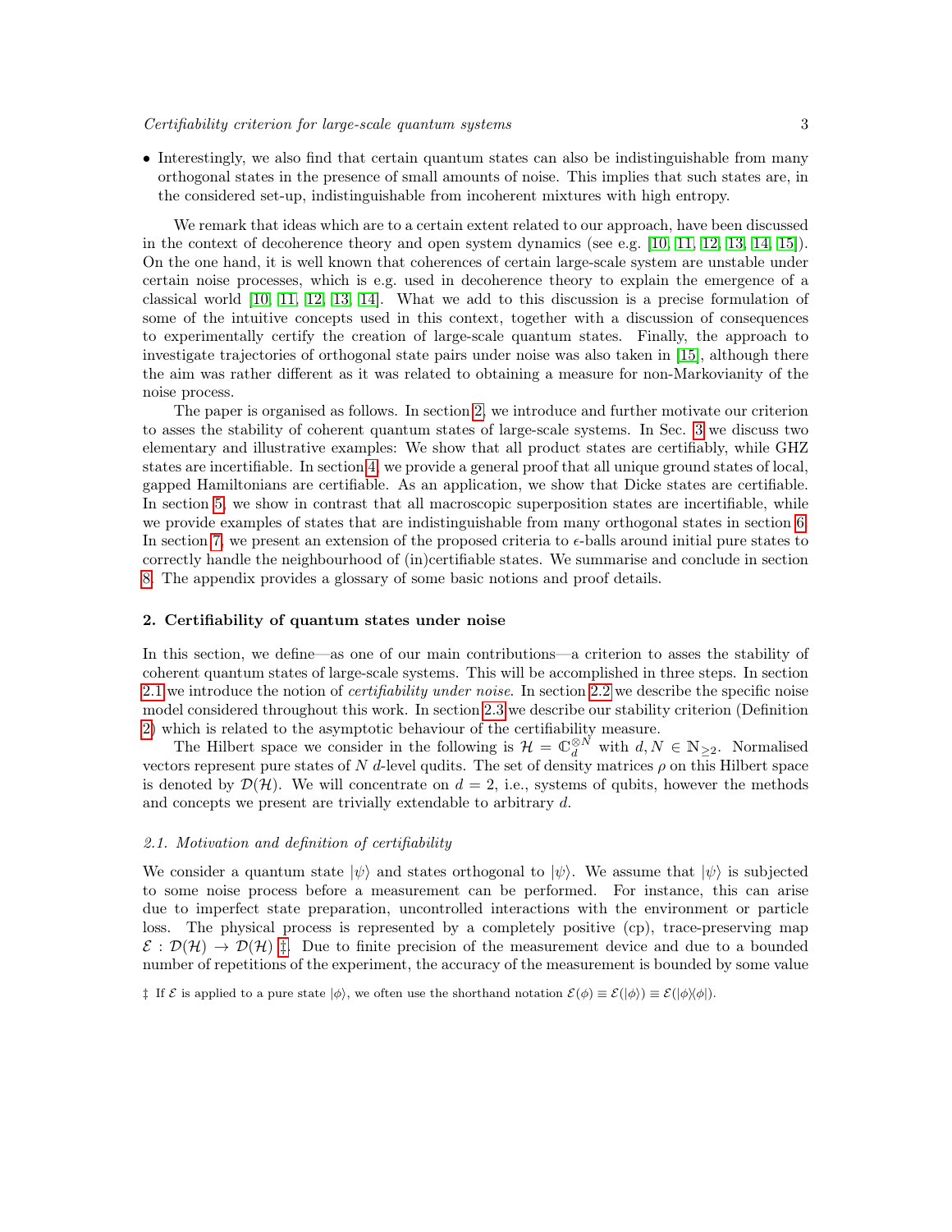- Interestingly, we also find that certain quantum states can also be indistinguishable from many orthogonal states in the presence of small amounts of noise. This implies that such states are, in the considered set-up, indistinguishable from incoherent mixtures with high entropy.

We remark that ideas which are to a certain extent related to our approach, have been discussed in the context of decoherence theory and open system dynamics (see e.g. [10, 11, 12, 13, 14, 15]). On the one hand, it is well known that coherences of certain large-scale system are unstable under certain noise processes, which is e.g. used in decoherence theory to explain the emergence of a classical world [10, 11, 12, 13, 14]. What we add to this discussion is a precise formulation of some of the intuitive concepts used in this context, together with a discussion of consequences to experimentally certify the creation of large-scale quantum states. Finally, the approach to investigate trajectories of orthogonal state pairs under noise was also taken in [15], although there the aim was rather different as it was related to obtaining a measure for non-Markovianity of the noise process.

The paper is organised as follows. In section 2, we introduce and further motivate our criterion to asses the stability of coherent quantum states of large-scale systems. In Sec. 3 we discuss two elementary and illustrative examples: We show that all product states are certifiably, while GHZ states are incertifiable. In section 4, we provide a general proof that all unique ground states of local, gapped Hamiltonians are certifiable. As an application, we show that Dicke states are certifiable. In section 5, we show in contrast that all macroscopic superposition states are incertifiable, while we provide examples of states that are indistinguishable from many orthogonal states in section 6. In section 7, we present an extension of the proposed criteria to $\epsilon$-balls around initial pure states to correctly handle the neighbourhood of (in)certifiable states. We summarise and conclude in section 8. The appendix provides a glossary of some basic notions and proof details.

## 2. Certifiability of quantum states under noise

In this section, we define—as one of our main contributions—a criterion to asses the stability of coherent quantum states of large-scale systems. This will be accomplished in three steps. In section 2.1 we introduce the notion of *certifiability under noise*. In section 2.2 we describe the specific noise model considered throughout this work. In section 2.3 we describe our stability criterion (Definition 2) which is related to the asymptotic behaviour of the certifiability measure.

The Hilbert space we consider in the following is $\mathcal{H} = \mathbb{C}_d^{\otimes N}$ with $d, N \in \mathbb{N}_{\geq 2}$. Normalised vectors represent pure states of $N$ $d$-level qudits. The set of density matrices $\rho$ on this Hilbert space is denoted by $\mathcal{D}(\mathcal{H})$. We will concentrate on $d = 2$, i.e., systems of qubits, however the methods and concepts we present are trivially extendable to arbitrary $d$.

### 2.1. Motivation and definition of certifiability

We consider a quantum state $|\psi\rangle$ and states orthogonal to $|\psi\rangle$. We assume that $|\psi\rangle$ is subjected to some noise process before a measurement can be performed. For instance, this can arise due to imperfect state preparation, uncontrolled interactions with the environment or particle loss. The physical process is represented by a completely positive (cp), trace-preserving map $\mathcal{E} : \mathcal{D}(\mathcal{H}) \to \mathcal{D}(\mathcal{H})$ ‡. Due to finite precision of the measurement device and due to a bounded number of repetitions of the experiment, the accuracy of the measurement is bounded by some value

‡ If $\mathcal{E}$ is applied to a pure state $|\phi\rangle$, we often use the shorthand notation $\mathcal{E}(\phi) \equiv \mathcal{E}(|\phi\rangle) \equiv \mathcal{E}(|\phi\rangle\langle\phi|)$.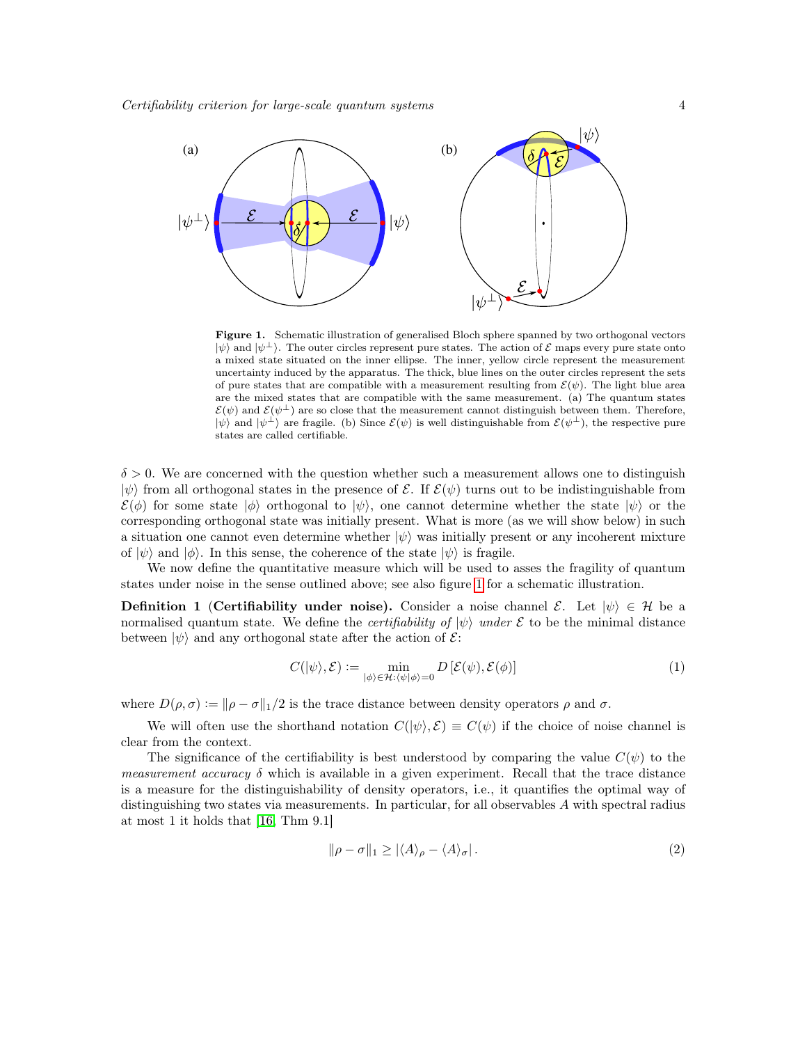**Figure 1.** Schematic illustration of generalised Bloch sphere spanned by two orthogonal vectors $|\psi\rangle$ and $|\psi^\perp\rangle$. The outer circles represent pure states. The action of $\mathcal{E}$ maps every pure state onto a mixed state situated on the inner ellipse. The inner, yellow circle represent the measurement uncertainty induced by the apparatus. The thick, blue lines on the outer circles represent the sets of pure states that are compatible with a measurement resulting from $\mathcal{E}(\psi)$. The light blue area are the mixed states that are compatible with the same measurement. (a) The quantum states $\mathcal{E}(\psi)$ and $\mathcal{E}(\psi^\perp)$ are so close that the measurement cannot distinguish between them. Therefore, $|\psi\rangle$ and $|\psi^\perp\rangle$ are fragile. (b) Since $\mathcal{E}(\psi)$ is well distinguishable from $\mathcal{E}(\psi^\perp)$, the respective pure states are called certifiable.

$\delta > 0$. We are concerned with the question whether such a measurement allows one to distinguish $|\psi\rangle$ from all orthogonal states in the presence of $\mathcal{E}$. If $\mathcal{E}(\psi)$ turns out to be indistinguishable from $\mathcal{E}(\phi)$ for some state $|\phi\rangle$ orthogonal to $|\psi\rangle$, one cannot determine whether the state $|\psi\rangle$ or the corresponding orthogonal state was initially present. What is more (as we will show below) in such a situation one cannot even determine whether $|\psi\rangle$ was initially present or any incoherent mixture of $|\psi\rangle$ and $|\phi\rangle$. In this sense, the coherence of the state $|\psi\rangle$ is fragile.

We now define the quantitative measure which will be used to asses the fragility of quantum states under noise in the sense outlined above; see also figure 1 for a schematic illustration.

**Definition 1** (**Certifiability under noise).** Consider a noise channel $\mathcal{E}$. Let $|\psi\rangle \in \mathcal{H}$ be a normalised quantum state. We define the *certifiability of* $|\psi\rangle$ *under* $\mathcal{E}$ to be the minimal distance between $|\psi\rangle$ and any orthogonal state after the action of $\mathcal{E}$:

$$C(|\psi\rangle, \mathcal{E}) := \min_{|\phi\rangle \in \mathcal{H}: \langle\psi|\phi\rangle = 0} D\left[\mathcal{E}(\psi), \mathcal{E}(\phi)\right] \tag{1}$$

where $D(\rho, \sigma) := \|\rho - \sigma\|_1/2$ is the trace distance between density operators $\rho$ and $\sigma$.

We will often use the shorthand notation $C(|\psi\rangle, \mathcal{E}) \equiv C(\psi)$ if the choice of noise channel is clear from the context.

The significance of the certifiability is best understood by comparing the value $C(\psi)$ to the *measurement accuracy* $\delta$ which is available in a given experiment. Recall that the trace distance is a measure for the distinguishability of density operators, i.e., it quantifies the optimal way of distinguishing two states via measurements. In particular, for all observables $A$ with spectral radius at most 1 it holds that [16, Thm 9.1]

$$\|\rho - \sigma\|_1 \geq |\langle A\rangle_\rho - \langle A\rangle_\sigma|\,. \tag{2}$$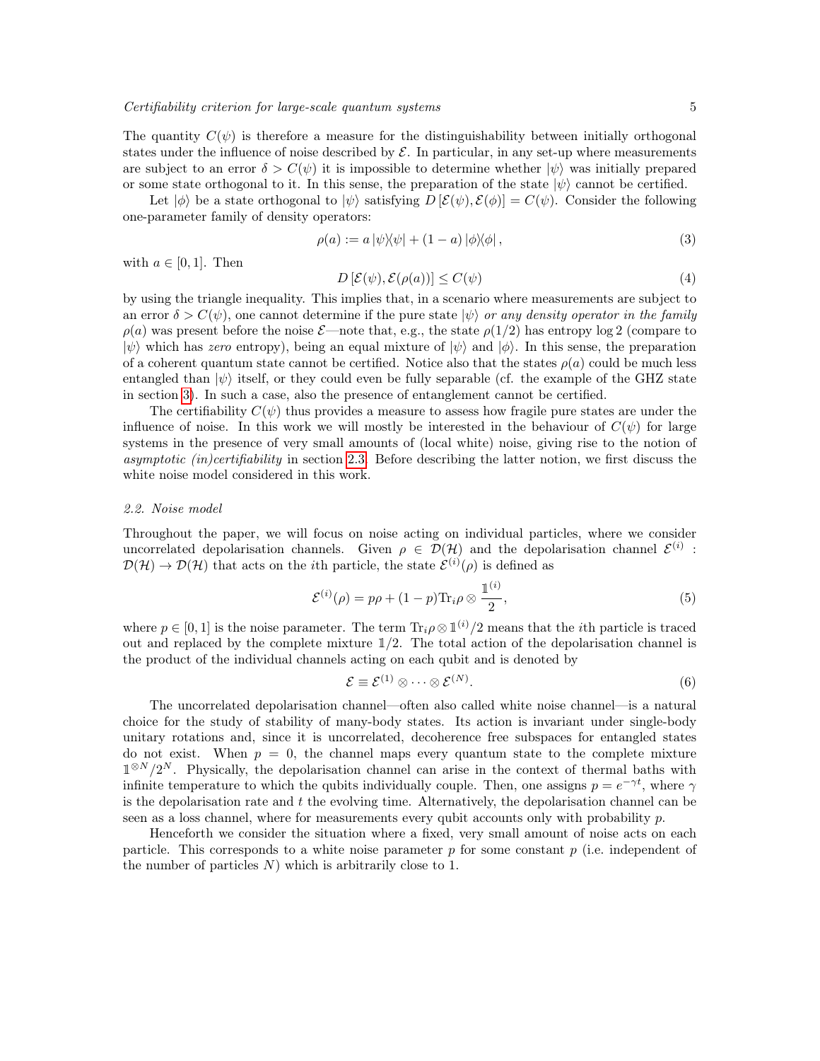The quantity $C(\psi)$ is therefore a measure for the distinguishability between initially orthogonal states under the influence of noise described by $\mathcal{E}$. In particular, in any set-up where measurements are subject to an error $\delta > C(\psi)$ it is impossible to determine whether $|\psi\rangle$ was initially prepared or some state orthogonal to it. In this sense, the preparation of the state $|\psi\rangle$ cannot be certified.

Let $|\phi\rangle$ be a state orthogonal to $|\psi\rangle$ satisfying $D[\mathcal{E}(\psi), \mathcal{E}(\phi)] = C(\psi)$. Consider the following one-parameter family of density operators:

$$\rho(a) := a\,|\psi\rangle\!\langle\psi| + (1-a)\,|\phi\rangle\!\langle\phi|\,, \tag{3}$$

with $a \in [0,1]$. Then

$$D\left[\mathcal{E}(\psi), \mathcal{E}(\rho(a))\right] \leq C(\psi) \tag{4}$$

by using the triangle inequality. This implies that, in a scenario where measurements are subject to an error $\delta > C(\psi)$, one cannot determine if the pure state $|\psi\rangle$ *or any density operator in the family* $\rho(a)$ was present before the noise $\mathcal{E}$—note that, e.g., the state $\rho(1/2)$ has entropy $\log 2$ (compare to $|\psi\rangle$ which has *zero* entropy), being an equal mixture of $|\psi\rangle$ and $|\phi\rangle$. In this sense, the preparation of a coherent quantum state cannot be certified. Notice also that the states $\rho(a)$ could be much less entangled than $|\psi\rangle$ itself, or they could even be fully separable (cf. the example of the GHZ state in section 3). In such a case, also the presence of entanglement cannot be certified.

The certifiability $C(\psi)$ thus provides a measure to assess how fragile pure states are under the influence of noise. In this work we will mostly be interested in the behaviour of $C(\psi)$ for large systems in the presence of very small amounts of (local white) noise, giving rise to the notion of *asymptotic (in)certifiability* in section 2.3. Before describing the latter notion, we first discuss the white noise model considered in this work.

### *2.2. Noise model*

Throughout the paper, we will focus on noise acting on individual particles, where we consider uncorrelated depolarisation channels. Given $\rho \in \mathcal{D}(\mathcal{H})$ and the depolarisation channel $\mathcal{E}^{(i)} : \mathcal{D}(\mathcal{H}) \to \mathcal{D}(\mathcal{H})$ that acts on the $i$th particle, the state $\mathcal{E}^{(i)}(\rho)$ is defined as

$$\mathcal{E}^{(i)}(\rho) = p\rho + (1-p)\mathrm{Tr}_i\rho \otimes \frac{\mathbb{1}^{(i)}}{2}, \tag{5}$$

where $p \in [0,1]$ is the noise parameter. The term $\mathrm{Tr}_i\rho \otimes \mathbb{1}^{(i)}/2$ means that the $i$th particle is traced out and replaced by the complete mixture $\mathbb{1}/2$. The total action of the depolarisation channel is the product of the individual channels acting on each qubit and is denoted by

$$\mathcal{E} \equiv \mathcal{E}^{(1)} \otimes \cdots \otimes \mathcal{E}^{(N)}. \tag{6}$$

The uncorrelated depolarisation channel—often also called white noise channel—is a natural choice for the study of stability of many-body states. Its action is invariant under single-body unitary rotations and, since it is uncorrelated, decoherence free subspaces for entangled states do not exist. When $p = 0$, the channel maps every quantum state to the complete mixture $\mathbb{1}^{\otimes N}/2^N$. Physically, the depolarisation channel can arise in the context of thermal baths with infinite temperature to which the qubits individually couple. Then, one assigns $p = e^{-\gamma t}$, where $\gamma$ is the depolarisation rate and $t$ the evolving time. Alternatively, the depolarisation channel can be seen as a loss channel, where for measurements every qubit accounts only with probability $p$.

Henceforth we consider the situation where a fixed, very small amount of noise acts on each particle. This corresponds to a white noise parameter $p$ for some constant $p$ (i.e. independent of the number of particles $N$) which is arbitrarily close to 1.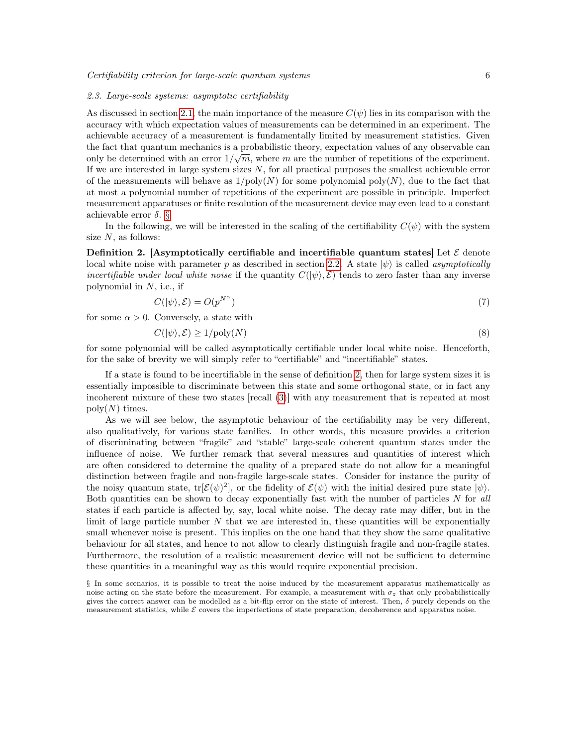### 2.3. Large-scale systems: asymptotic certifiability

As discussed in section 2.1, the main importance of the measure $C(\psi)$ lies in its comparison with the accuracy with which expectation values of measurements can be determined in an experiment. The achievable accuracy of a measurement is fundamentally limited by measurement statistics. Given the fact that quantum mechanics is a probabilistic theory, expectation values of any observable can only be determined with an error $1/\sqrt{m}$, where $m$ are the number of repetitions of the experiment. If we are interested in large system sizes $N$, for all practical purposes the smallest achievable error of the measurements will behave as $1/\text{poly}(N)$ for some polynomial $\text{poly}(N)$, due to the fact that at most a polynomial number of repetitions of the experiment are possible in principle. Imperfect measurement apparatuses or finite resolution of the measurement device may even lead to a constant achievable error $\delta$. §

In the following, we will be interested in the scaling of the certifiability $C(\psi)$ with the system size $N$, as follows:

**Definition 2. [Asymptotically certifiable and incertifiable quantum states]** Let $\mathcal{E}$ denote local white noise with parameter $p$ as described in section 2.2. A state $|\psi\rangle$ is called *asymptotically incertifiable under local white noise* if the quantity $C(|\psi\rangle, \mathcal{E})$ tends to zero faster than any inverse polynomial in $N$, i.e., if

$$C(|\psi\rangle, \mathcal{E}) = O(p^{N^\alpha}) \tag{7}$$

for some $\alpha > 0$. Conversely, a state with

$$C(|\psi\rangle, \mathcal{E}) \geq 1/\text{poly}(N) \tag{8}$$

for some polynomial will be called asymptotically certifiable under local white noise. Henceforth, for the sake of brevity we will simply refer to "certifiable" and "incertifiable" states.

If a state is found to be incertifiable in the sense of definition 2, then for large system sizes it is essentially impossible to discriminate between this state and some orthogonal state, or in fact any incoherent mixture of these two states [recall (3)] with any measurement that is repeated at most $\text{poly}(N)$ times.

As we will see below, the asymptotic behaviour of the certifiability may be very different, also qualitatively, for various state families. In other words, this measure provides a criterion of discriminating between "fragile" and "stable" large-scale coherent quantum states under the influence of noise. We further remark that several measures and quantities of interest which are often considered to determine the quality of a prepared state do not allow for a meaningful distinction between fragile and non-fragile large-scale states. Consider for instance the purity of the noisy quantum state, $\text{tr}[\mathcal{E}(\psi)^2]$, or the fidelity of $\mathcal{E}(\psi)$ with the initial desired pure state $|\psi\rangle$. Both quantities can be shown to decay exponentially fast with the number of particles $N$ for *all* states if each particle is affected by, say, local white noise. The decay rate may differ, but in the limit of large particle number $N$ that we are interested in, these quantities will be exponentially small whenever noise is present. This implies on the one hand that they show the same qualitative behaviour for all states, and hence to not allow to clearly distinguish fragile and non-fragile states. Furthermore, the resolution of a realistic measurement device will not be sufficient to determine these quantities in a meaningful way as this would require exponential precision.

§ In some scenarios, it is possible to treat the noise induced by the measurement apparatus mathematically as noise acting on the state before the measurement. For example, a measurement with $\sigma_z$ that only probabilistically gives the correct answer can be modelled as a bit-flip error on the state of interest. Then, $\delta$ purely depends on the measurement statistics, while $\mathcal{E}$ covers the imperfections of state preparation, decoherence and apparatus noise.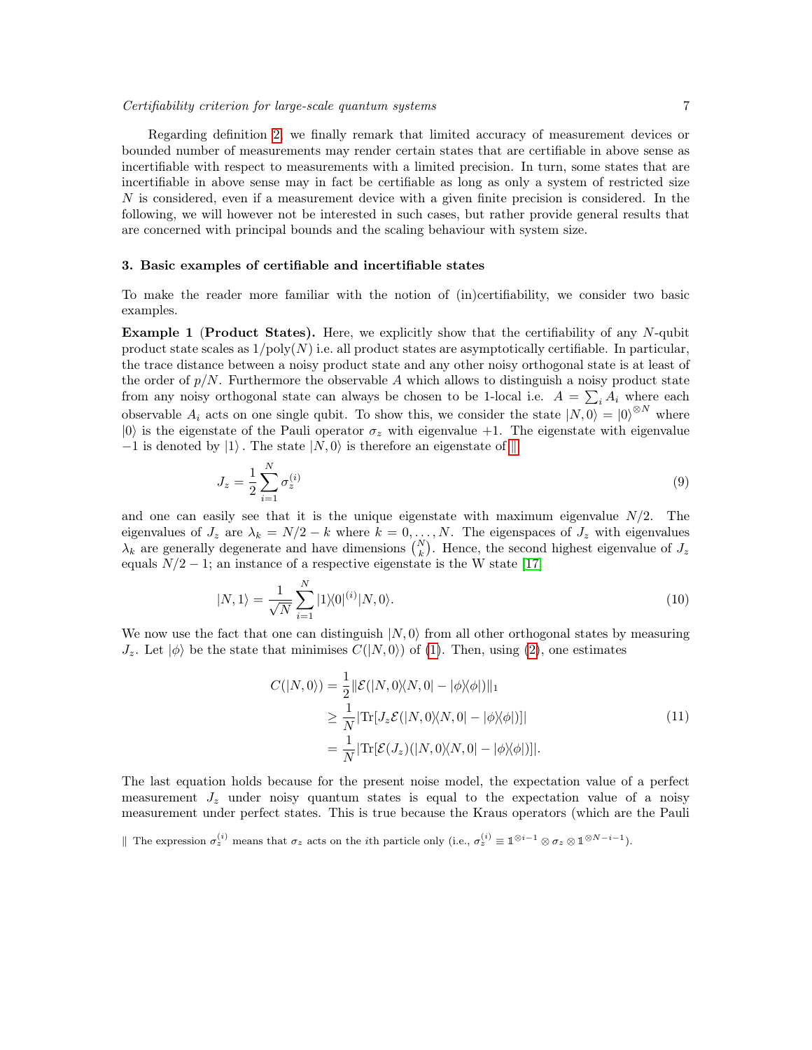Regarding definition 2, we finally remark that limited accuracy of measurement devices or bounded number of measurements may render certain states that are certifiable in above sense as incertifiable with respect to measurements with a limited precision. In turn, some states that are incertifiable in above sense may in fact be certifiable as long as only a system of restricted size $N$ is considered, even if a measurement device with a given finite precision is considered. In the following, we will however not be interested in such cases, but rather provide general results that are concerned with principal bounds and the scaling behaviour with system size.

### 3. Basic examples of certifiable and incertifiable states

To make the reader more familiar with the notion of (in)certifiability, we consider two basic examples.

**Example 1** (**Product States).** Here, we explicitly show that the certifiability of any $N$-qubit product state scales as $1/\mathrm{poly}(N)$ i.e. all product states are asymptotically certifiable. In particular, the trace distance between a noisy product state and any other noisy orthogonal state is at least of the order of $p/N$. Furthermore the observable $A$ which allows to distinguish a noisy product state from any noisy orthogonal state can always be chosen to be 1-local i.e. $A = \sum_i A_i$ where each observable $A_i$ acts on one single qubit. To show this, we consider the state $|N,0\rangle = |0\rangle^{\otimes N}$ where $|0\rangle$ is the eigenstate of the Pauli operator $\sigma_z$ with eigenvalue $+1$. The eigenstate with eigenvalue $-1$ is denoted by $|1\rangle$ . The state $|N,0\rangle$ is therefore an eigenstate of ‖

$$
J_z = \frac{1}{2}\sum_{i=1}^{N}\sigma_z^{(i)} \tag{9}
$$

and one can easily see that it is the unique eigenstate with maximum eigenvalue $N/2$. The eigenvalues of $J_z$ are $\lambda_k = N/2 - k$ where $k = 0,\ldots,N$. The eigenspaces of $J_z$ with eigenvalues $\lambda_k$ are generally degenerate and have dimensions $\binom{N}{k}$. Hence, the second highest eigenvalue of $J_z$ equals $N/2-1$; an instance of a respective eigenstate is the W state [17]

$$
|N,1\rangle = \frac{1}{\sqrt{N}}\sum_{i=1}^{N}|1\rangle\langle 0|^{(i)}|N,0\rangle. \tag{10}
$$

We now use the fact that one can distinguish $|N,0\rangle$ from all other orthogonal states by measuring $J_z$. Let $|\phi\rangle$ be the state that minimises $C(|N,0\rangle)$ of (1). Then, using (2), one estimates

$$
\begin{aligned}
C(|N,0\rangle) &= \frac{1}{2}\|\mathcal{E}(|N,0\rangle\langle N,0| - |\phi\rangle\langle\phi|)\|_1 \\
&\geq \frac{1}{N}|\mathrm{Tr}[J_z\mathcal{E}(|N,0\rangle\langle N,0| - |\phi\rangle\langle\phi|)]| \\
&= \frac{1}{N}|\mathrm{Tr}[\mathcal{E}(J_z)(|N,0\rangle\langle N,0| - |\phi\rangle\langle\phi|)]|.
\end{aligned} \tag{11}
$$

The last equation holds because for the present noise model, the expectation value of a perfect measurement $J_z$ under noisy quantum states is equal to the expectation value of a noisy measurement under perfect states. This is true because the Kraus operators (which are the Pauli

‖ The expression $\sigma_z^{(i)}$ means that $\sigma_z$ acts on the $i$th particle only (i.e., $\sigma_z^{(i)} \equiv \mathbb{1}^{\otimes i-1}\otimes\sigma_z\otimes\mathbb{1}^{\otimes N-i-1}$).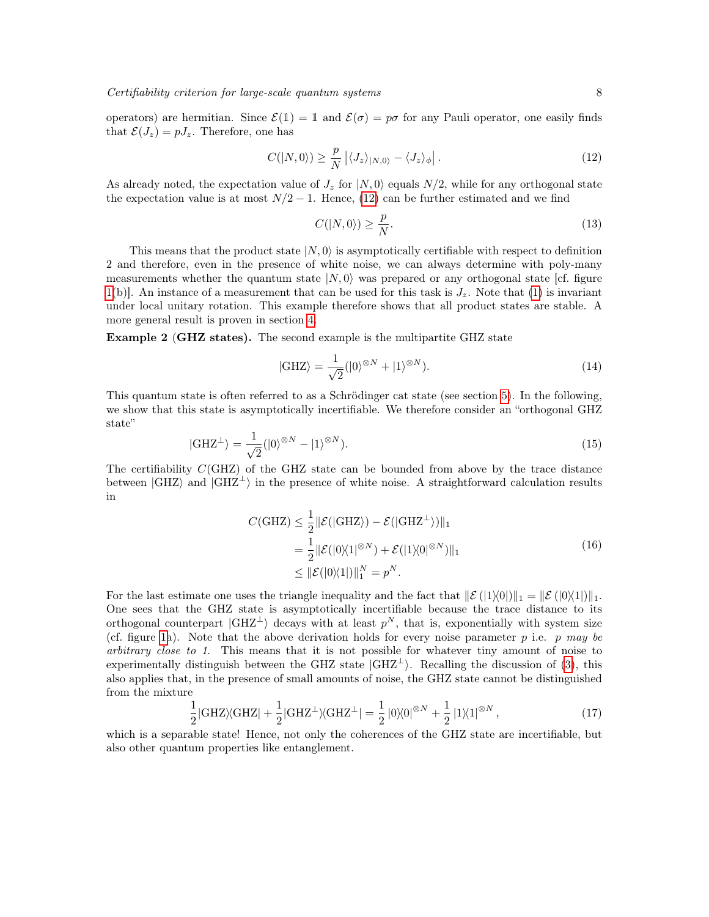operators) are hermitian. Since $\mathcal{E}(\mathbb{1}) = \mathbb{1}$ and $\mathcal{E}(\sigma) = p\sigma$ for any Pauli operator, one easily finds that $\mathcal{E}(J_z) = pJ_z$. Therefore, one has

$$C(|N,0\rangle) \geq \frac{p}{N} \left| \langle J_z \rangle_{|N,0\rangle} - \langle J_z \rangle_\phi \right|. \tag{12}$$

As already noted, the expectation value of $J_z$ for $|N,0\rangle$ equals $N/2$, while for any orthogonal state the expectation value is at most $N/2 - 1$. Hence, (12) can be further estimated and we find

$$C(|N,0\rangle) \geq \frac{p}{N}. \tag{13}$$

This means that the product state $|N,0\rangle$ is asymptotically certifiable with respect to definition 2 and therefore, even in the presence of white noise, we can always determine with poly-many measurements whether the quantum state $|N,0\rangle$ was prepared or any orthogonal state [cf. figure 1(b)]. An instance of a measurement that can be used for this task is $J_z$. Note that (1) is invariant under local unitary rotation. This example therefore shows that all product states are stable. A more general result is proven in section 4.

**Example 2 (GHZ states).** The second example is the multipartite GHZ state

$$|\mathrm{GHZ}\rangle = \frac{1}{\sqrt{2}}(|0\rangle^{\otimes N} + |1\rangle^{\otimes N}). \tag{14}$$

This quantum state is often referred to as a Schrödinger cat state (see section 5). In the following, we show that this state is asymptotically incertifiable. We therefore consider an "orthogonal GHZ state"

$$|\mathrm{GHZ}^\perp\rangle = \frac{1}{\sqrt{2}}(|0\rangle^{\otimes N} - |1\rangle^{\otimes N}). \tag{15}$$

The certifiability $C(\mathrm{GHZ})$ of the GHZ state can be bounded from above by the trace distance between $|\mathrm{GHZ}\rangle$ and $|\mathrm{GHZ}^\perp\rangle$ in the presence of white noise. A straightforward calculation results in

$$\begin{aligned} C(\mathrm{GHZ}) &\leq \frac{1}{2} \|\mathcal{E}(|\mathrm{GHZ}\rangle) - \mathcal{E}(|\mathrm{GHZ}^\perp\rangle)\|_1 \\ &= \frac{1}{2} \|\mathcal{E}(|0\rangle\langle 1|^{\otimes N}) + \mathcal{E}(|1\rangle\langle 0|^{\otimes N})\|_1 \\ &\leq \|\mathcal{E}(|0\rangle\langle 1|)\|_1^N = p^N. \end{aligned} \tag{16}$$

For the last estimate one uses the triangle inequality and the fact that $\|\mathcal{E}(|1\rangle\langle 0|)\|_1 = \|\mathcal{E}(|0\rangle\langle 1|)\|_1$. One sees that the GHZ state is asymptotically incertifiable because the trace distance to its orthogonal counterpart $|\mathrm{GHZ}^\perp\rangle$ decays with at least $p^N$, that is, exponentially with system size (cf. figure 1a). Note that the above derivation holds for every noise parameter $p$ i.e. *$p$ may be arbitrary close to 1*. This means that it is not possible for whatever tiny amount of noise to experimentally distinguish between the GHZ state $|\mathrm{GHZ}^\perp\rangle$. Recalling the discussion of (3), this also applies that, in the presence of small amounts of noise, the GHZ state cannot be distinguished from the mixture

$$\frac{1}{2}|\mathrm{GHZ}\rangle\langle\mathrm{GHZ}| + \frac{1}{2}|\mathrm{GHZ}^\perp\rangle\langle\mathrm{GHZ}^\perp| = \frac{1}{2}\,|0\rangle\langle 0|^{\otimes N} + \frac{1}{2}\,|1\rangle\langle 1|^{\otimes N}, \tag{17}$$

which is a separable state! Hence, not only the coherences of the GHZ state are incertifiable, but also other quantum properties like entanglement.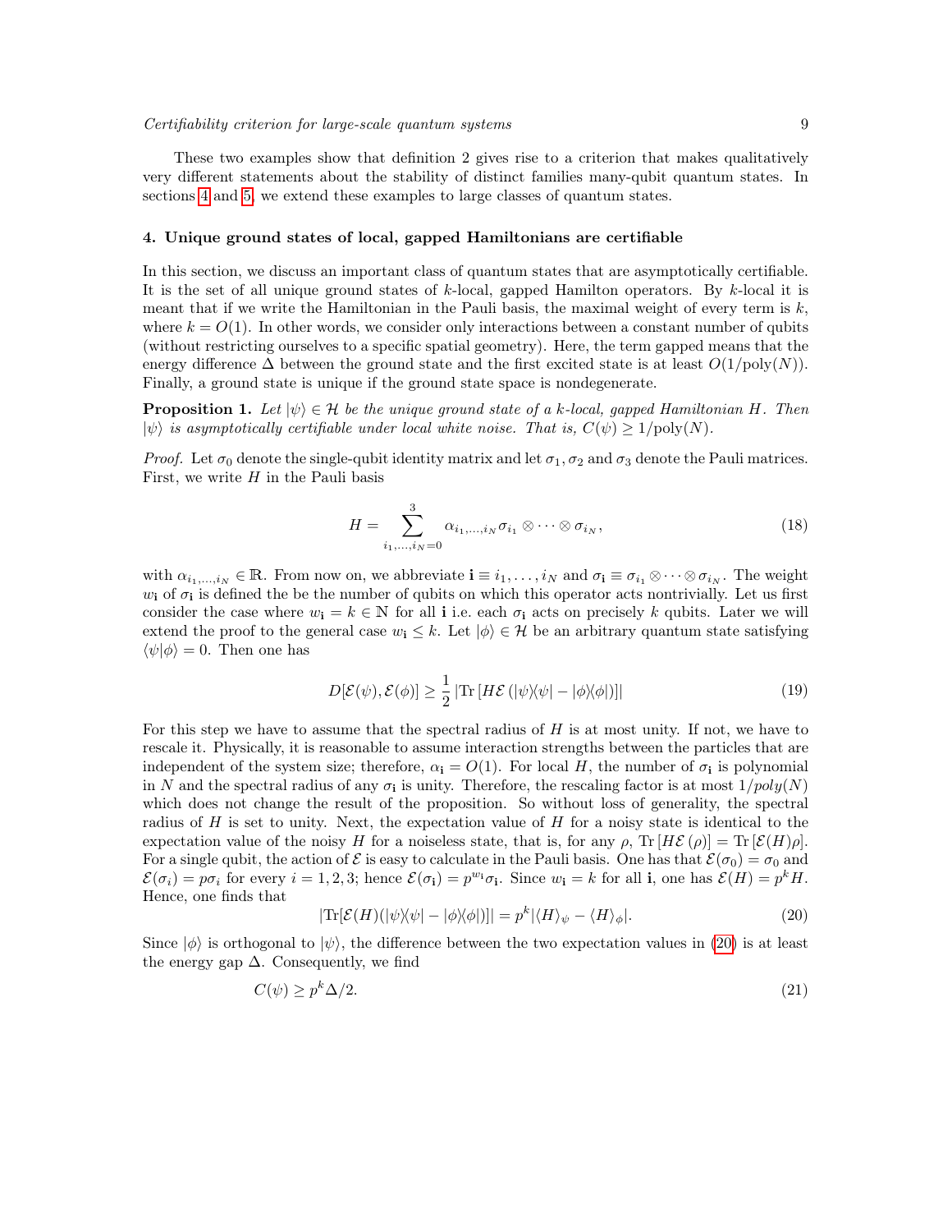These two examples show that definition 2 gives rise to a criterion that makes qualitatively very different statements about the stability of distinct families many-qubit quantum states. In sections 4 and 5, we extend these examples to large classes of quantum states.

## 4. Unique ground states of local, gapped Hamiltonians are certifiable

In this section, we discuss an important class of quantum states that are asymptotically certifiable. It is the set of all unique ground states of $k$-local, gapped Hamilton operators. By $k$-local it is meant that if we write the Hamiltonian in the Pauli basis, the maximal weight of every term is $k$, where $k = O(1)$. In other words, we consider only interactions between a constant number of qubits (without restricting ourselves to a specific spatial geometry). Here, the term gapped means that the energy difference $\Delta$ between the ground state and the first excited state is at least $O(1/\mathrm{poly}(N))$. Finally, a ground state is unique if the ground state space is nondegenerate.

**Proposition 1.** *Let $|\psi\rangle \in \mathcal{H}$ be the unique ground state of a $k$-local, gapped Hamiltonian $H$. Then $|\psi\rangle$ is asymptotically certifiable under local white noise. That is, $C(\psi) \geq 1/\mathrm{poly}(N)$.*

*Proof.* Let $\sigma_0$ denote the single-qubit identity matrix and let $\sigma_1, \sigma_2$ and $\sigma_3$ denote the Pauli matrices. First, we write $H$ in the Pauli basis

$$H = \sum_{i_1,\ldots,i_N=0}^{3} \alpha_{i_1,\ldots,i_N} \sigma_{i_1} \otimes \cdots \otimes \sigma_{i_N}, \tag{18}$$

with $\alpha_{i_1,\ldots,i_N} \in \mathbb{R}$. From now on, we abbreviate $\mathbf{i} \equiv i_1, \ldots, i_N$ and $\sigma_{\mathbf{i}} \equiv \sigma_{i_1} \otimes \cdots \otimes \sigma_{i_N}$. The weight $w_{\mathbf{i}}$ of $\sigma_{\mathbf{i}}$ is defined the be the number of qubits on which this operator acts nontrivially. Let us first consider the case where $w_{\mathbf{i}} = k \in \mathbb{N}$ for all $\mathbf{i}$ i.e. each $\sigma_{\mathbf{i}}$ acts on precisely $k$ qubits. Later we will extend the proof to the general case $w_{\mathbf{i}} \leq k$. Let $|\phi\rangle \in \mathcal{H}$ be an arbitrary quantum state satisfying $\langle\psi|\phi\rangle = 0$. Then one has

$$D[\mathcal{E}(\psi), \mathcal{E}(\phi)] \geq \frac{1}{2} \left|\mathrm{Tr}\left[H\mathcal{E}\left(|\psi\rangle\langle\psi| - |\phi\rangle\langle\phi|\right)\right]\right| \tag{19}$$

For this step we have to assume that the spectral radius of $H$ is at most unity. If not, we have to rescale it. Physically, it is reasonable to assume interaction strengths between the particles that are independent of the system size; therefore, $\alpha_{\mathbf{i}} = O(1)$. For local $H$, the number of $\sigma_{\mathbf{i}}$ is polynomial in $N$ and the spectral radius of any $\sigma_{\mathbf{i}}$ is unity. Therefore, the rescaling factor is at most $1/poly(N)$ which does not change the result of the proposition. So without loss of generality, the spectral radius of $H$ is set to unity. Next, the expectation value of $H$ for a noisy state is identical to the expectation value of the noisy $H$ for a noiseless state, that is, for any $\rho$, $\mathrm{Tr}\left[H\mathcal{E}\left(\rho\right)\right] = \mathrm{Tr}\left[\mathcal{E}(H)\rho\right]$. For a single qubit, the action of $\mathcal{E}$ is easy to calculate in the Pauli basis. One has that $\mathcal{E}(\sigma_0) = \sigma_0$ and $\mathcal{E}(\sigma_i) = p\sigma_i$ for every $i = 1, 2, 3$; hence $\mathcal{E}(\sigma_{\mathbf{i}}) = p^{w_{\mathbf{i}}}\sigma_{\mathbf{i}}$. Since $w_{\mathbf{i}} = k$ for all $\mathbf{i}$, one has $\mathcal{E}(H) = p^k H$. Hence, one finds that

$$|\mathrm{Tr}[\mathcal{E}(H)(|\psi\rangle\langle\psi| - |\phi\rangle\langle\phi|)]| = p^k |\langle H\rangle_\psi - \langle H\rangle_\phi|. \tag{20}$$

Since $|\phi\rangle$ is orthogonal to $|\psi\rangle$, the difference between the two expectation values in (20) is at least the energy gap $\Delta$. Consequently, we find

$$C(\psi) \geq p^k \Delta/2. \tag{21}$$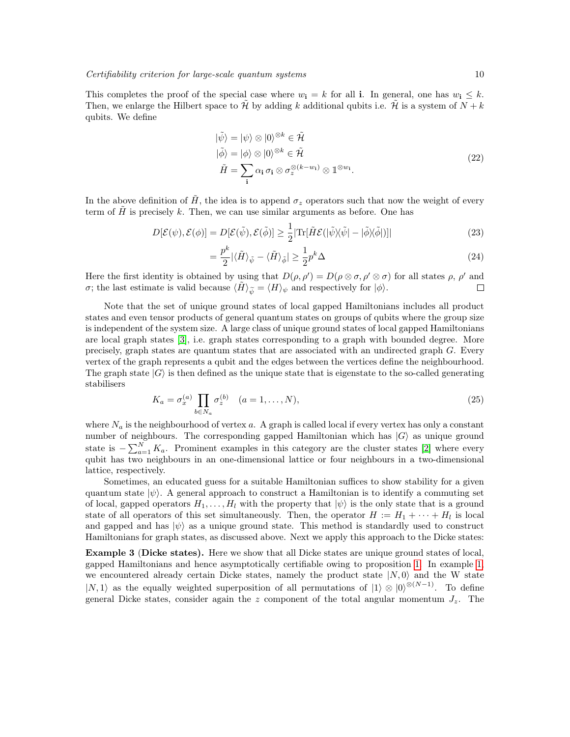This completes the proof of the special case where $w_{\mathbf{i}} = k$ for all $\mathbf{i}$. In general, one has $w_{\mathbf{i}} \leq k$. Then, we enlarge the Hilbert space to $\tilde{\mathcal{H}}$ by adding $k$ additional qubits i.e. $\tilde{\mathcal{H}}$ is a system of $N+k$ qubits. We define

$$
\begin{aligned}
|\tilde{\psi}\rangle &= |\psi\rangle \otimes |0\rangle^{\otimes k} \in \tilde{\mathcal{H}} \\
|\tilde{\phi}\rangle &= |\phi\rangle \otimes |0\rangle^{\otimes k} \in \tilde{\mathcal{H}} \\
\tilde{H} &= \sum_{\mathbf{i}} \alpha_{\mathbf{i}} \, \sigma_{\mathbf{i}} \otimes \sigma_z^{\otimes(k-w_{\mathbf{i}})} \otimes \mathbb{1}^{\otimes w_{\mathbf{i}}}.
\end{aligned}
\tag{22}
$$

In the above definition of $\tilde{H}$, the idea is to append $\sigma_z$ operators such that now the weight of every term of $\tilde{H}$ is precisely $k$. Then, we can use similar arguments as before. One has

$$
D[\mathcal{E}(\psi), \mathcal{E}(\phi)] = D[\mathcal{E}(\tilde{\psi}), \mathcal{E}(\tilde{\phi})] \geq \frac{1}{2} |\mathrm{Tr}[\tilde{H}\mathcal{E}(|\tilde{\psi}\rangle\langle\tilde{\psi}| - |\tilde{\phi}\rangle\langle\tilde{\phi}|)]| \tag{23}
$$

$$
= \frac{p^k}{2} |\langle \tilde{H} \rangle_{\tilde{\psi}} - \langle \tilde{H} \rangle_{\tilde{\phi}}| \geq \frac{1}{2} p^k \Delta \tag{24}
$$

Here the first identity is obtained by using that $D(\rho, \rho') = D(\rho \otimes \sigma, \rho' \otimes \sigma)$ for all states $\rho$, $\rho'$ and $\sigma$; the last estimate is valid because $\langle \tilde{H} \rangle_{\tilde{\psi}} = \langle H \rangle_{\psi}$ and respectively for $|\phi\rangle$. □

Note that the set of unique ground states of local gapped Hamiltonians includes all product states and even tensor products of general quantum states on groups of qubits where the group size is independent of the system size. A large class of unique ground states of local gapped Hamiltonians are local graph states [3], i.e. graph states corresponding to a graph with bounded degree. More precisely, graph states are quantum states that are associated with an undirected graph $G$. Every vertex of the graph represents a qubit and the edges between the vertices define the neighbourhood. The graph state $|G\rangle$ is then defined as the unique state that is eigenstate to the so-called generating stabilisers

$$
K_a = \sigma_x^{(a)} \prod_{b \in N_a} \sigma_z^{(b)} \quad (a = 1, \ldots, N), \tag{25}
$$

where $N_a$ is the neighbourhood of vertex $a$. A graph is called local if every vertex has only a constant number of neighbours. The corresponding gapped Hamiltonian which has $|G\rangle$ as unique ground state is $-\sum_{a=1}^{N} K_a$. Prominent examples in this category are the cluster states [2] where every qubit has two neighbours in an one-dimensional lattice or four neighbours in a two-dimensional lattice, respectively.

Sometimes, an educated guess for a suitable Hamiltonian suffices to show stability for a given quantum state $|\psi\rangle$. A general approach to construct a Hamiltonian is to identify a commuting set of local, gapped operators $H_1, \ldots, H_l$ with the property that $|\psi\rangle$ is the only state that is a ground state of all operators of this set simultaneously. Then, the operator $H := H_1 + \cdots + H_l$ is local and gapped and has $|\psi\rangle$ as a unique ground state. This method is standardly used to construct Hamiltonians for graph states, as discussed above. Next we apply this approach to the Dicke states:

**Example 3** (**Dicke states).** Here we show that all Dicke states are unique ground states of local, gapped Hamiltonians and hence asymptotically certifiable owing to proposition 1. In example 1, we encountered already certain Dicke states, namely the product state $|N, 0\rangle$ and the W state $|N, 1\rangle$ as the equally weighted superposition of all permutations of $|1\rangle \otimes |0\rangle^{\otimes(N-1)}$. To define general Dicke states, consider again the $z$ component of the total angular momentum $J_z$. The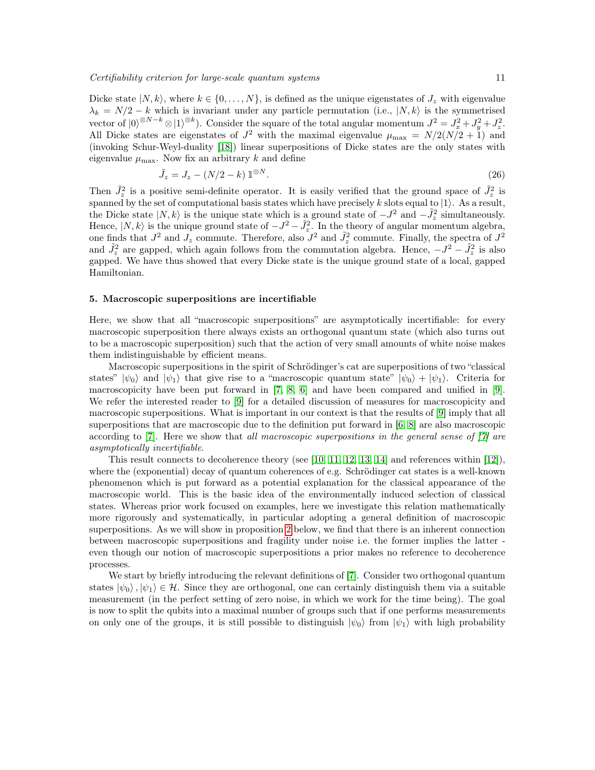Dicke state $|N,k\rangle$, where $k \in \{0,\dots,N\}$, is defined as the unique eigenstates of $J_z$ with eigenvalue $\lambda_k = N/2 - k$ which is invariant under any particle permutation (i.e., $|N,k\rangle$ is the symmetrised vector of $|0\rangle^{\otimes N-k} \otimes |1\rangle^{\otimes k}$). Consider the square of the total angular momentum $J^2 = J_x^2 + J_y^2 + J_z^2$. All Dicke states are eigenstates of $J^2$ with the maximal eigenvalue $\mu_{\max} = N/2(N/2+1)$ and (invoking Schur-Weyl-duality [18]) linear superpositions of Dicke states are the only states with eigenvalue $\mu_{\max}$. Now fix an arbitrary $k$ and define

$$\tilde{J}_z = J_z - (N/2 - k)\, \mathbb{1}^{\otimes N}. \tag{26}$$

Then $\tilde{J}_z^2$ is a positive semi-definite operator. It is easily verified that the ground space of $\tilde{J}_z^2$ is spanned by the set of computational basis states which have precisely $k$ slots equal to $|1\rangle$. As a result, the Dicke state $|N,k\rangle$ is the unique state which is a ground state of $-J^2$ and $-\tilde{J}_z^2$ simultaneously. Hence, $|N,k\rangle$ is the unique ground state of $-J^2 - \tilde{J}_z^2$. In the theory of angular momentum algebra, one finds that $J^2$ and $J_z$ commute. Therefore, also $J^2$ and $\tilde{J}_z^2$ commute. Finally, the spectra of $J^2$ and $\tilde{J}_z^2$ are gapped, which again follows from the commutation algebra. Hence, $-J^2 - \tilde{J}_z^2$ is also gapped. We have thus showed that every Dicke state is the unique ground state of a local, gapped Hamiltonian.

## 5. Macroscopic superpositions are incertifiable

Here, we show that all "macroscopic superpositions" are asymptotically incertifiable: for every macroscopic superposition there always exists an orthogonal quantum state (which also turns out to be a macroscopic superposition) such that the action of very small amounts of white noise makes them indistinguishable by efficient means.

Macroscopic superpositions in the spirit of Schrödinger's cat are superpositions of two "classical states" $|\psi_0\rangle$ and $|\psi_1\rangle$ that give rise to a "macroscopic quantum state" $|\psi_0\rangle + |\psi_1\rangle$. Criteria for macroscopicity have been put forward in [7, 8, 6] and have been compared and unified in [9]. We refer the interested reader to [9] for a detailed discussion of measures for macroscopicity and macroscopic superpositions. What is important in our context is that the results of [9] imply that all superpositions that are macroscopic due to the definition put forward in [6, 8] are also macroscopic according to [7]. Here we show that *all macroscopic superpositions in the general sense of [7] are asymptotically incertifiable*.

This result connects to decoherence theory (see [10, 11, 12, 13, 14] and references within [12]), where the (exponential) decay of quantum coherences of e.g. Schrödinger cat states is a well-known phenomenon which is put forward as a potential explanation for the classical appearance of the macroscopic world. This is the basic idea of the environmentally induced selection of classical states. Whereas prior work focused on examples, here we investigate this relation mathematically more rigorously and systematically, in particular adopting a general definition of macroscopic superpositions. As we will show in proposition 2 below, we find that there is an inherent connection between macroscopic superpositions and fragility under noise i.e. the former implies the latter - even though our notion of macroscopic superpositions a prior makes no reference to decoherence processes.

We start by briefly introducing the relevant definitions of [7]. Consider two orthogonal quantum states $|\psi_0\rangle, |\psi_1\rangle \in \mathcal{H}$. Since they are orthogonal, one can certainly distinguish them via a suitable measurement (in the perfect setting of zero noise, in which we work for the time being). The goal is now to split the qubits into a maximal number of groups such that if one performs measurements on only one of the groups, it is still possible to distinguish $|\psi_0\rangle$ from $|\psi_1\rangle$ with high probability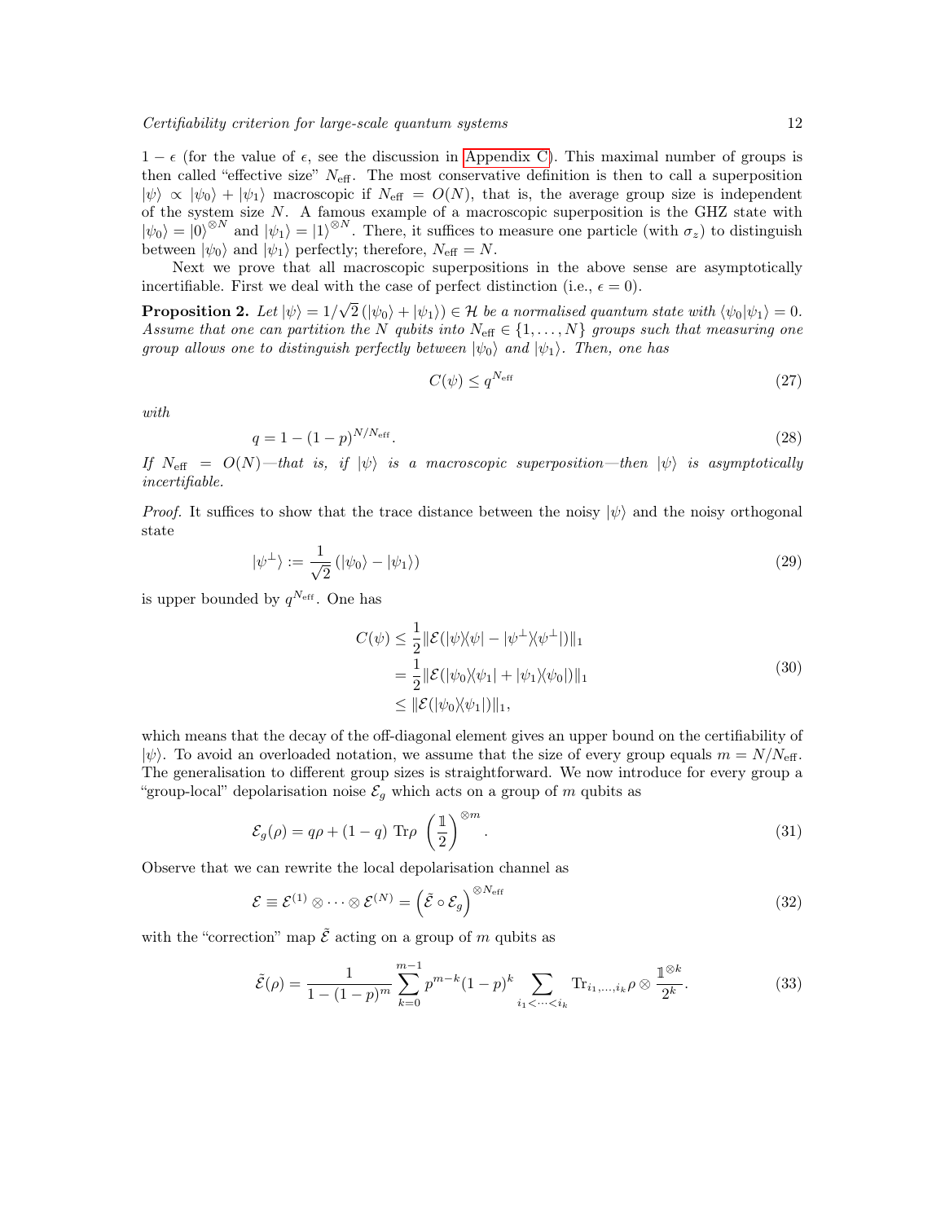$1 - \epsilon$ (for the value of $\epsilon$, see the discussion in Appendix C). This maximal number of groups is then called "effective size" $N_{\text{eff}}$. The most conservative definition is then to call a superposition $|\psi\rangle \propto |\psi_0\rangle + |\psi_1\rangle$ macroscopic if $N_{\text{eff}} = O(N)$, that is, the average group size is independent of the system size $N$. A famous example of a macroscopic superposition is the GHZ state with $|\psi_0\rangle = |0\rangle^{\otimes N}$ and $|\psi_1\rangle = |1\rangle^{\otimes N}$. There, it suffices to measure one particle (with $\sigma_z$) to distinguish between $|\psi_0\rangle$ and $|\psi_1\rangle$ perfectly; therefore, $N_{\text{eff}} = N$.

Next we prove that all macroscopic superpositions in the above sense are asymptotically incertifiable. First we deal with the case of perfect distinction (i.e., $\epsilon = 0$).

**Proposition 2.** *Let $|\psi\rangle = 1/\sqrt{2}\,(|\psi_0\rangle + |\psi_1\rangle) \in \mathcal{H}$ be a normalised quantum state with $\langle\psi_0|\psi_1\rangle = 0$. Assume that one can partition the $N$ qubits into $N_{\text{eff}} \in \{1, \dots, N\}$ groups such that measuring one group allows one to distinguish perfectly between $|\psi_0\rangle$ and $|\psi_1\rangle$. Then, one has*

$$C(\psi) \leq q^{N_{\text{eff}}} \tag{27}$$

*with*

$$q = 1 - (1-p)^{N/N_{\text{eff}}}. \tag{28}$$

*If $N_{\text{eff}} = O(N)$—that is, if $|\psi\rangle$ is a macroscopic superposition—then $|\psi\rangle$ is asymptotically incertifiable.*

*Proof.* It suffices to show that the trace distance between the noisy $|\psi\rangle$ and the noisy orthogonal state

$$|\psi^{\perp}\rangle := \frac{1}{\sqrt{2}}\left(|\psi_0\rangle - |\psi_1\rangle\right) \tag{29}$$

is upper bounded by $q^{N_{\text{eff}}}$. One has

$$\begin{aligned}
C(\psi) &\leq \frac{1}{2}\|\mathcal{E}(|\psi\rangle\langle\psi| - |\psi^{\perp}\rangle\langle\psi^{\perp}|)\|_1 \\
&= \frac{1}{2}\|\mathcal{E}(|\psi_0\rangle\langle\psi_1| + |\psi_1\rangle\langle\psi_0|)\|_1 \\
&\leq \|\mathcal{E}(|\psi_0\rangle\langle\psi_1|)\|_1,
\end{aligned} \tag{30}$$

which means that the decay of the off-diagonal element gives an upper bound on the certifiability of $|\psi\rangle$. To avoid an overloaded notation, we assume that the size of every group equals $m = N/N_{\text{eff}}$. The generalisation to different group sizes is straightforward. We now introduce for every group a "group-local" depolarisation noise $\mathcal{E}_g$ which acts on a group of $m$ qubits as

$$\mathcal{E}_g(\rho) = q\rho + (1-q)\ \text{Tr}\rho\ \left(\frac{\mathbb{1}}{2}\right)^{\otimes m}. \tag{31}$$

Observe that we can rewrite the local depolarisation channel as

$$\mathcal{E} \equiv \mathcal{E}^{(1)} \otimes \cdots \otimes \mathcal{E}^{(N)} = \left(\tilde{\mathcal{E}} \circ \mathcal{E}_g\right)^{\otimes N_{\text{eff}}} \tag{32}$$

with the "correction" map $\tilde{\mathcal{E}}$ acting on a group of $m$ qubits as

$$\tilde{\mathcal{E}}(\rho) = \frac{1}{1-(1-p)^m} \sum_{k=0}^{m-1} p^{m-k}(1-p)^k \sum_{i_1 < \cdots < i_k} \text{Tr}_{i_1,\dots,i_k}\rho \otimes \frac{\mathbb{1}^{\otimes k}}{2^k}. \tag{33}$$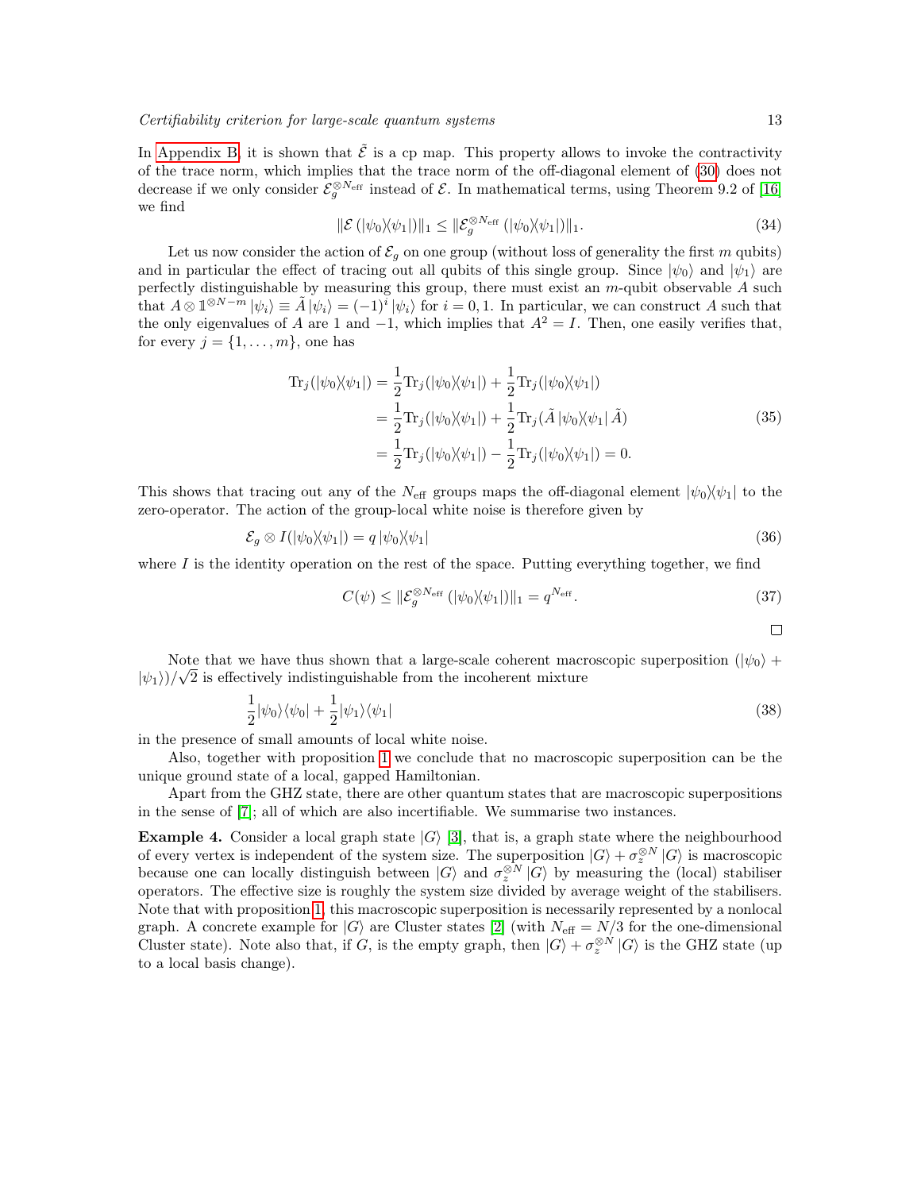In Appendix B, it is shown that $\tilde{\mathcal{E}}$ is a cp map. This property allows to invoke the contractivity of the trace norm, which implies that the trace norm of the off-diagonal element of (30) does not decrease if we only consider $\mathcal{E}_g^{\otimes N_{\mathrm{eff}}}$ instead of $\mathcal{E}$. In mathematical terms, using Theorem 9.2 of [16] we find

$$\|\mathcal{E}\left(|\psi_0\rangle\langle\psi_1|\right)\|_1 \leq \|\mathcal{E}_g^{\otimes N_{\mathrm{eff}}}\left(|\psi_0\rangle\langle\psi_1|\right)\|_1. \tag{34}$$

Let us now consider the action of $\mathcal{E}_g$ on one group (without loss of generality the first $m$ qubits) and in particular the effect of tracing out all qubits of this single group. Since $|\psi_0\rangle$ and $|\psi_1\rangle$ are perfectly distinguishable by measuring this group, there must exist an $m$-qubit observable $A$ such that $A \otimes \mathbb{1}^{\otimes N-m} |\psi_i\rangle \equiv \tilde{A}\,|\psi_i\rangle = (-1)^i\,|\psi_i\rangle$ for $i = 0, 1$. In particular, we can construct $A$ such that the only eigenvalues of $A$ are 1 and $-1$, which implies that $A^2 = I$. Then, one easily verifies that, for every $j = \{1, \ldots, m\}$, one has

$$\begin{aligned}
\mathrm{Tr}_j(|\psi_0\rangle\langle\psi_1|) &= \frac{1}{2}\mathrm{Tr}_j(|\psi_0\rangle\langle\psi_1|) + \frac{1}{2}\mathrm{Tr}_j(|\psi_0\rangle\langle\psi_1|) \\
&= \frac{1}{2}\mathrm{Tr}_j(|\psi_0\rangle\langle\psi_1|) + \frac{1}{2}\mathrm{Tr}_j(\tilde{A}\,|\psi_0\rangle\langle\psi_1|\,\tilde{A}) \\
&= \frac{1}{2}\mathrm{Tr}_j(|\psi_0\rangle\langle\psi_1|) - \frac{1}{2}\mathrm{Tr}_j(|\psi_0\rangle\langle\psi_1|) = 0.
\end{aligned} \tag{35}$$

This shows that tracing out any of the $N_{\mathrm{eff}}$ groups maps the off-diagonal element $|\psi_0\rangle\langle\psi_1|$ to the zero-operator. The action of the group-local white noise is therefore given by

$$\mathcal{E}_g \otimes I(|\psi_0\rangle\langle\psi_1|) = q\,|\psi_0\rangle\langle\psi_1| \tag{36}$$

where $I$ is the identity operation on the rest of the space. Putting everything together, we find

$$C(\psi) \leq \|\mathcal{E}_g^{\otimes N_{\mathrm{eff}}}\left(|\psi_0\rangle\langle\psi_1|\right)\|_1 = q^{N_{\mathrm{eff}}}. \tag{37}$$

□

Note that we have thus shown that a large-scale coherent macroscopic superposition $(|\psi_0\rangle + |\psi_1\rangle)/\sqrt{2}$ is effectively indistinguishable from the incoherent mixture

$$\frac{1}{2}|\psi_0\rangle\langle\psi_0| + \frac{1}{2}|\psi_1\rangle\langle\psi_1| \tag{38}$$

in the presence of small amounts of local white noise.

Also, together with proposition 1 we conclude that no macroscopic superposition can be the unique ground state of a local, gapped Hamiltonian.

Apart from the GHZ state, there are other quantum states that are macroscopic superpositions in the sense of [7]; all of which are also incertifiable. We summarise two instances.

**Example 4.** Consider a local graph state $|G\rangle$ [3], that is, a graph state where the neighbourhood of every vertex is independent of the system size. The superposition $|G\rangle + \sigma_z^{\otimes N}\,|G\rangle$ is macroscopic because one can locally distinguish between $|G\rangle$ and $\sigma_z^{\otimes N}\,|G\rangle$ by measuring the (local) stabiliser operators. The effective size is roughly the system size divided by average weight of the stabilisers. Note that with proposition 1, this macroscopic superposition is necessarily represented by a nonlocal graph. A concrete example for $|G\rangle$ are Cluster states [2] (with $N_{\mathrm{eff}} = N/3$ for the one-dimensional Cluster state). Note also that, if $G$, is the empty graph, then $|G\rangle + \sigma_z^{\otimes N}\,|G\rangle$ is the GHZ state (up to a local basis change).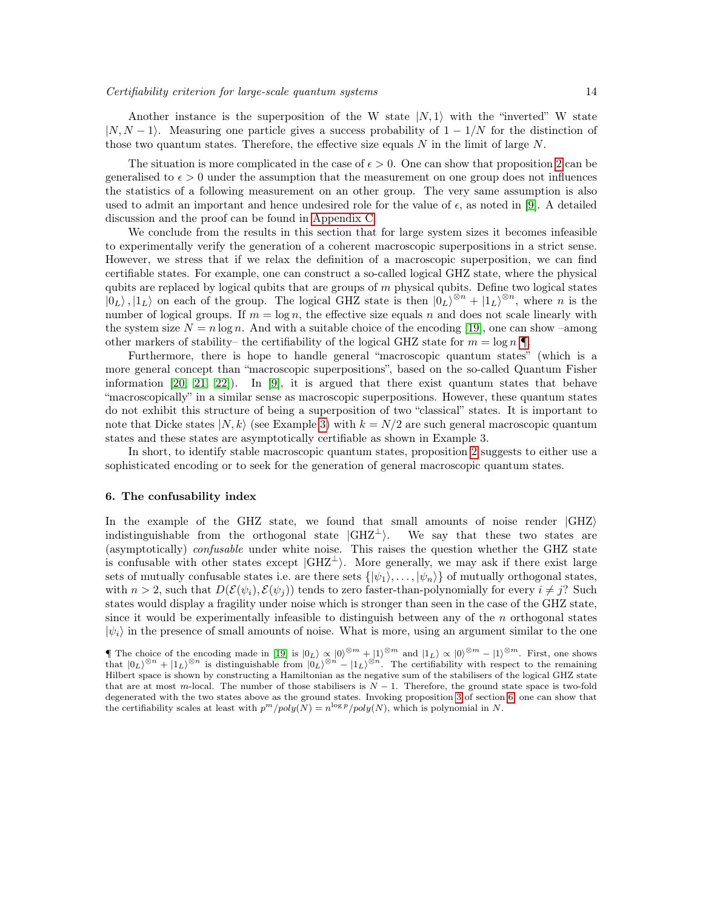Another instance is the superposition of the W state $|N, 1\rangle$ with the "inverted" W state $|N, N-1\rangle$. Measuring one particle gives a success probability of $1 - 1/N$ for the distinction of those two quantum states. Therefore, the effective size equals $N$ in the limit of large $N$.

The situation is more complicated in the case of $\epsilon > 0$. One can show that proposition 2 can be generalised to $\epsilon > 0$ under the assumption that the measurement on one group does not influences the statistics of a following measurement on an other group. The very same assumption is also used to admit an important and hence undesired role for the value of $\epsilon$, as noted in [9]. A detailed discussion and the proof can be found in Appendix C.

We conclude from the results in this section that for large system sizes it becomes infeasible to experimentally verify the generation of a coherent macroscopic superpositions in a strict sense. However, we stress that if we relax the definition of a macroscopic superposition, we can find certifiable states. For example, one can construct a so-called logical GHZ state, where the physical qubits are replaced by logical qubits that are groups of $m$ physical qubits. Define two logical states $|0_L\rangle, |1_L\rangle$ on each of the group. The logical GHZ state is then $|0_L\rangle^{\otimes n} + |1_L\rangle^{\otimes n}$, where $n$ is the number of logical groups. If $m = \log n$, the effective size equals $n$ and does not scale linearly with the system size $N = n \log n$. And with a suitable choice of the encoding [19], one can show –among other markers of stability– the certifiability of the logical GHZ state for $m = \log n$ ¶.

Furthermore, there is hope to handle general "macroscopic quantum states" (which is a more general concept than "macroscopic superpositions", based on the so-called Quantum Fisher information [20, 21, 22]). In [9], it is argued that there exist quantum states that behave "macroscopically" in a similar sense as macroscopic superpositions. However, these quantum states do not exhibit this structure of being a superposition of two "classical" states. It is important to note that Dicke states $|N, k\rangle$ (see Example 3) with $k = N/2$ are such general macroscopic quantum states and these states are asymptotically certifiable as shown in Example 3.

In short, to identify stable macroscopic quantum states, proposition 2 suggests to either use a sophisticated encoding or to seek for the generation of general macroscopic quantum states.

## 6. The confusability index

In the example of the GHZ state, we found that small amounts of noise render $|\mathrm{GHZ}\rangle$ indistinguishable from the orthogonal state $|\mathrm{GHZ}^{\perp}\rangle$. We say that these two states are (asymptotically) *confusable* under white noise. This raises the question whether the GHZ state is confusable with other states except $|\mathrm{GHZ}^{\perp}\rangle$. More generally, we may ask if there exist large sets of mutually confusable states i.e. are there sets $\{|\psi_1\rangle, \ldots, |\psi_n\rangle\}$ of mutually orthogonal states, with $n > 2$, such that $D(\mathcal{E}(\psi_i), \mathcal{E}(\psi_j))$ tends to zero faster-than-polynomially for every $i \neq j$? Such states would display a fragility under noise which is stronger than seen in the case of the GHZ state, since it would be experimentally infeasible to distinguish between any of the $n$ orthogonal states $|\psi_i\rangle$ in the presence of small amounts of noise. What is more, using an argument similar to the one

¶ The choice of the encoding made in [19] is $|0_L\rangle \propto |0\rangle^{\otimes m} + |1\rangle^{\otimes m}$ and $|1_L\rangle \propto |0\rangle^{\otimes m} - |1\rangle^{\otimes m}$. First, one shows that $|0_L\rangle^{\otimes n} + |1_L\rangle^{\otimes n}$ is distinguishable from $|0_L\rangle^{\otimes n} - |1_L\rangle^{\otimes n}$. The certifiability with respect to the remaining Hilbert space is shown by constructing a Hamiltonian as the negative sum of the stabilisers of the logical GHZ state that are at most $m$-local. The number of those stabilisers is $N - 1$. Therefore, the ground state space is two-fold degenerated with the two states above as the ground states. Invoking proposition 3 of section 6, one can show that the certifiability scales at least with $p^m/poly(N) = n^{\log p}/poly(N)$, which is polynomial in $N$.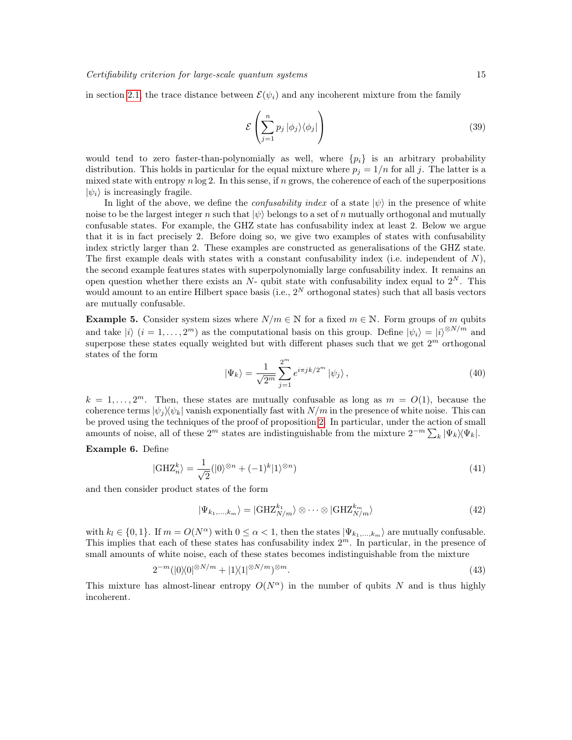in section 2.1, the trace distance between $\mathcal{E}(\psi_i)$ and any incoherent mixture from the family

$$\mathcal{E}\left(\sum_{j=1}^{n} p_j \, |\phi_j\rangle\langle\phi_j|\right) \tag{39}$$

would tend to zero faster-than-polynomially as well, where $\{p_i\}$ is an arbitrary probability distribution. This holds in particular for the equal mixture where $p_j = 1/n$ for all $j$. The latter is a mixed state with entropy $n \log 2$. In this sense, if $n$ grows, the coherence of each of the superpositions $|\psi_i\rangle$ is increasingly fragile.

In light of the above, we define the *confusability index* of a state $|\psi\rangle$ in the presence of white noise to be the largest integer $n$ such that $|\psi\rangle$ belongs to a set of $n$ mutually orthogonal and mutually confusable states. For example, the GHZ state has confusability index at least 2. Below we argue that it is in fact precisely 2. Before doing so, we give two examples of states with confusability index strictly larger than 2. These examples are constructed as generalisations of the GHZ state. The first example deals with states with a constant confusability index (i.e. independent of $N$), the second example features states with superpolynomially large confusability index. It remains an open question whether there exists an $N$- qubit state with confusability index equal to $2^N$. This would amount to an entire Hilbert space basis (i.e., $2^N$ orthogonal states) such that all basis vectors are mutually confusable.

**Example 5.** Consider system sizes where $N/m \in \mathbb{N}$ for a fixed $m \in \mathbb{N}$. Form groups of $m$ qubits and take $|i\rangle$ $(i = 1, \ldots, 2^m)$ as the computational basis on this group. Define $|\psi_i\rangle = |i\rangle^{\otimes N/m}$ and superpose these states equally weighted but with different phases such that we get $2^m$ orthogonal states of the form

$$|\Psi_k\rangle = \frac{1}{\sqrt{2^m}} \sum_{j=1}^{2^m} e^{i\pi jk/2^m} \, |\psi_j\rangle \,, \tag{40}$$

$k = 1, \ldots, 2^m$. Then, these states are mutually confusable as long as $m = O(1)$, because the coherence terms $|\psi_j\rangle\langle\psi_k|$ vanish exponentially fast with $N/m$ in the presence of white noise. This can be proved using the techniques of the proof of proposition 2. In particular, under the action of small amounts of noise, all of these $2^m$ states are indistinguishable from the mixture $2^{-m} \sum_k |\Psi_k\rangle\langle\Psi_k|$.

**Example 6.** Define

$$|\mathrm{GHZ}_n^k\rangle = \frac{1}{\sqrt{2}}(|0\rangle^{\otimes n} + (-1)^k |1\rangle^{\otimes n}) \tag{41}$$

and then consider product states of the form

$$|\Psi_{k_1,\ldots,k_m}\rangle = |\mathrm{GHZ}_{N/m}^{k_1}\rangle \otimes \cdots \otimes |\mathrm{GHZ}_{N/m}^{k_m}\rangle \tag{42}$$

with $k_l \in \{0, 1\}$. If $m = O(N^\alpha)$ with $0 \leq \alpha < 1$, then the states $|\Psi_{k_1,\ldots,k_m}\rangle$ are mutually confusable. This implies that each of these states has confusability index $2^m$. In particular, in the presence of small amounts of white noise, each of these states becomes indistinguishable from the mixture

$$2^{-m}(|0\rangle\langle 0|^{\otimes N/m} + |1\rangle\langle 1|^{\otimes N/m})^{\otimes m}. \tag{43}$$

This mixture has almost-linear entropy $O(N^\alpha)$ in the number of qubits $N$ and is thus highly incoherent.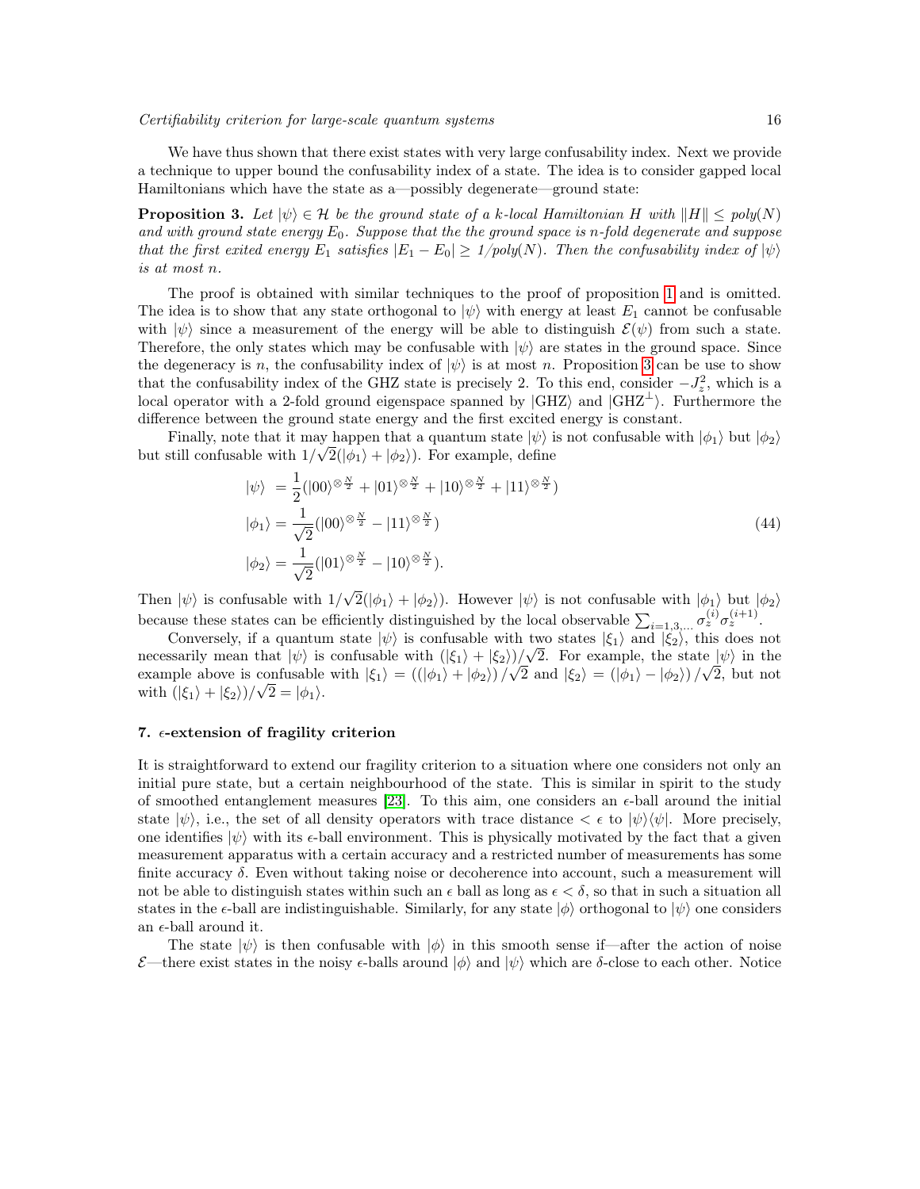We have thus shown that there exist states with very large confusability index. Next we provide a technique to upper bound the confusability index of a state. The idea is to consider gapped local Hamiltonians which have the state as a—possibly degenerate—ground state:

**Proposition 3.** *Let $|\psi\rangle \in \mathcal{H}$ be the ground state of a k-local Hamiltonian $H$ with $\|H\| \leq poly(N)$ and with ground state energy $E_0$. Suppose that the the ground space is n-fold degenerate and suppose that the first exited energy $E_1$ satisfies $|E_1 - E_0| \geq 1/poly(N)$. Then the confusability index of $|\psi\rangle$ is at most n.*

The proof is obtained with similar techniques to the proof of proposition 1 and is omitted. The idea is to show that any state orthogonal to $|\psi\rangle$ with energy at least $E_1$ cannot be confusable with $|\psi\rangle$ since a measurement of the energy will be able to distinguish $\mathcal{E}(\psi)$ from such a state. Therefore, the only states which may be confusable with $|\psi\rangle$ are states in the ground space. Since the degeneracy is $n$, the confusability index of $|\psi\rangle$ is at most $n$. Proposition 3 can be use to show that the confusability index of the GHZ state is precisely 2. To this end, consider $-J_z^2$, which is a local operator with a 2-fold ground eigenspace spanned by $|\mathrm{GHZ}\rangle$ and $|\mathrm{GHZ}^{\perp}\rangle$. Furthermore the difference between the ground state energy and the first excited energy is constant.

Finally, note that it may happen that a quantum state $|\psi\rangle$ is not confusable with $|\phi_1\rangle$ but $|\phi_2\rangle$ but still confusable with $1/\sqrt{2}(|\phi_1\rangle + |\phi_2\rangle)$. For example, define

$$
\begin{aligned}
|\psi\rangle &= \frac{1}{2}(|00\rangle^{\otimes \frac{N}{2}} + |01\rangle^{\otimes \frac{N}{2}} + |10\rangle^{\otimes \frac{N}{2}} + |11\rangle^{\otimes \frac{N}{2}}) \\
|\phi_1\rangle &= \frac{1}{\sqrt{2}}(|00\rangle^{\otimes \frac{N}{2}} - |11\rangle^{\otimes \frac{N}{2}}) \\
|\phi_2\rangle &= \frac{1}{\sqrt{2}}(|01\rangle^{\otimes \frac{N}{2}} - |10\rangle^{\otimes \frac{N}{2}}).
\end{aligned}
\tag{44}
$$

Then $|\psi\rangle$ is confusable with $1/\sqrt{2}(|\phi_1\rangle + |\phi_2\rangle)$. However $|\psi\rangle$ is not confusable with $|\phi_1\rangle$ but $|\phi_2\rangle$ because these states can be efficiently distinguished by the local observable $\sum_{i=1,3,\ldots} \sigma_z^{(i)}\sigma_z^{(i+1)}$.

Conversely, if a quantum state $|\psi\rangle$ is confusable with two states $|\xi_1\rangle$ and $|\xi_2\rangle$, this does not necessarily mean that $|\psi\rangle$ is confusable with $(|\xi_1\rangle + |\xi_2\rangle)/\sqrt{2}$. For example, the state $|\psi\rangle$ in the example above is confusable with $|\xi_1\rangle = ((|\phi_1\rangle + |\phi_2\rangle)/\sqrt{2}$ and $|\xi_2\rangle = (|\phi_1\rangle - |\phi_2\rangle)/\sqrt{2}$, but not with $(|\xi_1\rangle + |\xi_2\rangle)/\sqrt{2} = |\phi_1\rangle$.

## 7. $\epsilon$-extension of fragility criterion

It is straightforward to extend our fragility criterion to a situation where one considers not only an initial pure state, but a certain neighbourhood of the state. This is similar in spirit to the study of smoothed entanglement measures [23]. To this aim, one considers an $\epsilon$-ball around the initial state $|\psi\rangle$, i.e., the set of all density operators with trace distance $< \epsilon$ to $|\psi\rangle\langle\psi|$. More precisely, one identifies $|\psi\rangle$ with its $\epsilon$-ball environment. This is physically motivated by the fact that a given measurement apparatus with a certain accuracy and a restricted number of measurements has some finite accuracy $\delta$. Even without taking noise or decoherence into account, such a measurement will not be able to distinguish states within such an $\epsilon$ ball as long as $\epsilon < \delta$, so that in such a situation all states in the $\epsilon$-ball are indistinguishable. Similarly, for any state $|\phi\rangle$ orthogonal to $|\psi\rangle$ one considers an $\epsilon$-ball around it.

The state $|\psi\rangle$ is then confusable with $|\phi\rangle$ in this smooth sense if—after the action of noise $\mathcal{E}$—there exist states in the noisy $\epsilon$-balls around $|\phi\rangle$ and $|\psi\rangle$ which are $\delta$-close to each other. Notice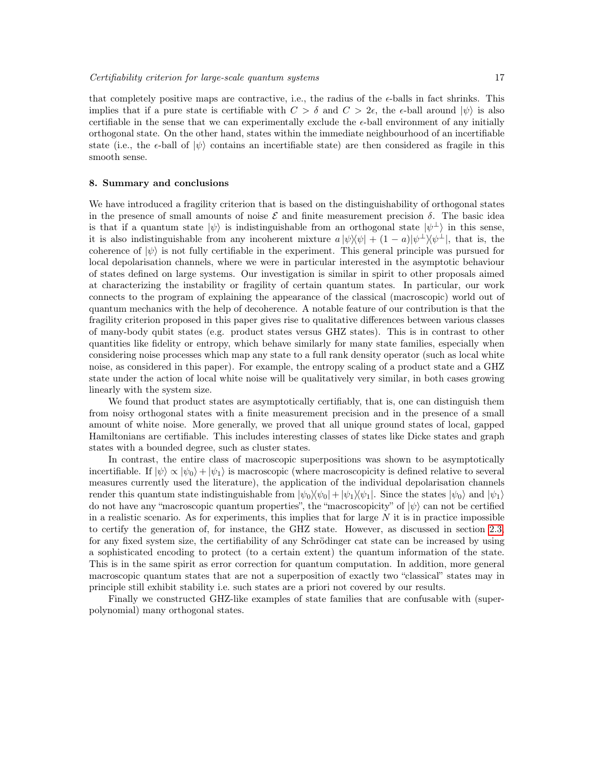that completely positive maps are contractive, i.e., the radius of the $\epsilon$-balls in fact shrinks. This implies that if a pure state is certifiable with $C > \delta$ and $C > 2\epsilon$, the $\epsilon$-ball around $|\psi\rangle$ is also certifiable in the sense that we can experimentally exclude the $\epsilon$-ball environment of any initially orthogonal state. On the other hand, states within the immediate neighbourhood of an incertifiable state (i.e., the $\epsilon$-ball of $|\psi\rangle$ contains an incertifiable state) are then considered as fragile in this smooth sense.

## 8. Summary and conclusions

We have introduced a fragility criterion that is based on the distinguishability of orthogonal states in the presence of small amounts of noise $\mathcal{E}$ and finite measurement precision $\delta$. The basic idea is that if a quantum state $|\psi\rangle$ is indistinguishable from an orthogonal state $|\psi^{\perp}\rangle$ in this sense, it is also indistinguishable from any incoherent mixture $a\,|\psi\rangle\langle\psi| + (1-a)|\psi^{\perp}\rangle\langle\psi^{\perp}|$, that is, the coherence of $|\psi\rangle$ is not fully certifiable in the experiment. This general principle was pursued for local depolarisation channels, where we were in particular interested in the asymptotic behaviour of states defined on large systems. Our investigation is similar in spirit to other proposals aimed at characterizing the instability or fragility of certain quantum states. In particular, our work connects to the program of explaining the appearance of the classical (macroscopic) world out of quantum mechanics with the help of decoherence. A notable feature of our contribution is that the fragility criterion proposed in this paper gives rise to qualitative differences between various classes of many-body qubit states (e.g. product states versus GHZ states). This is in contrast to other quantities like fidelity or entropy, which behave similarly for many state families, especially when considering noise processes which map any state to a full rank density operator (such as local white noise, as considered in this paper). For example, the entropy scaling of a product state and a GHZ state under the action of local white noise will be qualitatively very similar, in both cases growing linearly with the system size.

We found that product states are asymptotically certifiably, that is, one can distinguish them from noisy orthogonal states with a finite measurement precision and in the presence of a small amount of white noise. More generally, we proved that all unique ground states of local, gapped Hamiltonians are certifiable. This includes interesting classes of states like Dicke states and graph states with a bounded degree, such as cluster states.

In contrast, the entire class of macroscopic superpositions was shown to be asymptotically incertifiable. If $|\psi\rangle \propto |\psi_0\rangle + |\psi_1\rangle$ is macroscopic (where macroscopicity is defined relative to several measures currently used the literature), the application of the individual depolarisation channels render this quantum state indistinguishable from $|\psi_0\rangle\langle\psi_0| + |\psi_1\rangle\langle\psi_1|$. Since the states $|\psi_0\rangle$ and $|\psi_1\rangle$ do not have any "macroscopic quantum properties", the "macroscopicity" of $|\psi\rangle$ can not be certified in a realistic scenario. As for experiments, this implies that for large $N$ it is in practice impossible to certify the generation of, for instance, the GHZ state. However, as discussed in section 2.3, for any fixed system size, the certifiability of any Schrödinger cat state can be increased by using a sophisticated encoding to protect (to a certain extent) the quantum information of the state. This is in the same spirit as error correction for quantum computation. In addition, more general macroscopic quantum states that are not a superposition of exactly two "classical" states may in principle still exhibit stability i.e. such states are a priori not covered by our results.

Finally we constructed GHZ-like examples of state families that are confusable with (super-polynomial) many orthogonal states.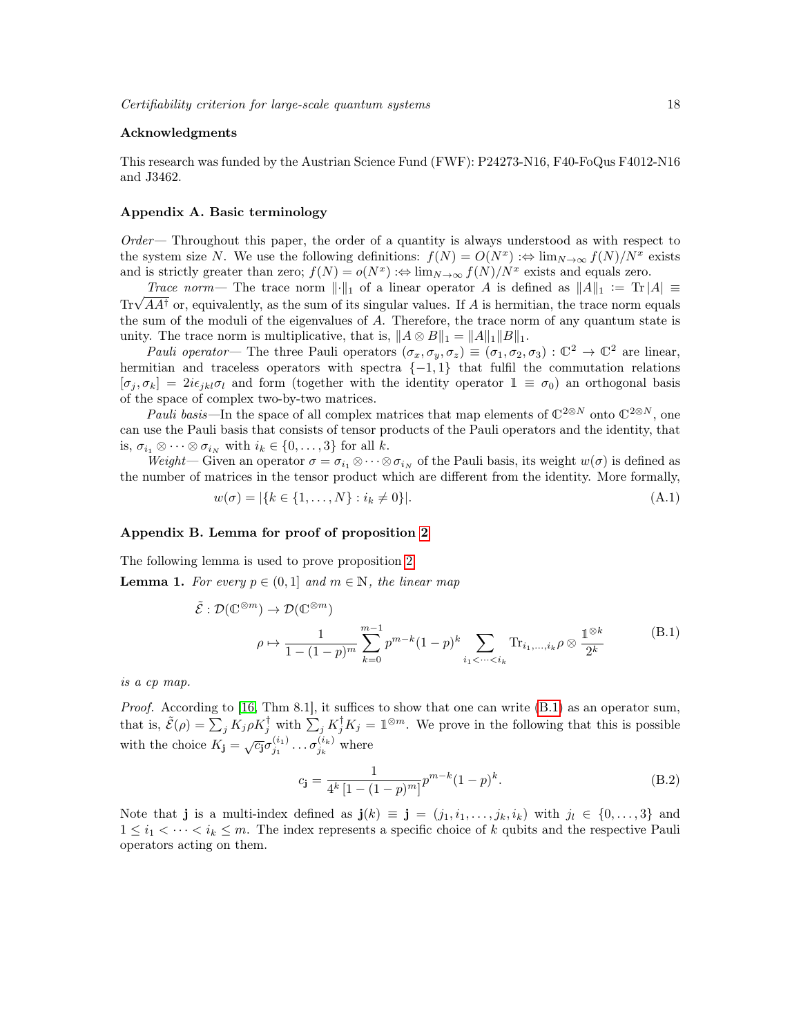## Acknowledgments

This research was funded by the Austrian Science Fund (FWF): P24273-N16, F40-FoQus F4012-N16 and J3462.

## Appendix A. Basic terminology

*Order*— Throughout this paper, the order of a quantity is always understood as with respect to the system size $N$. We use the following definitions: $f(N) = O(N^x) :\Leftrightarrow \lim_{N\to\infty} f(N)/N^x$ exists and is strictly greater than zero; $f(N) = o(N^x) :\Leftrightarrow \lim_{N\to\infty} f(N)/N^x$ exists and equals zero.

*Trace norm*— The trace norm $\|\cdot\|_1$ of a linear operator $A$ is defined as $\|A\|_1 := \mathrm{Tr}\,|A| \equiv \mathrm{Tr}\sqrt{AA^\dagger}$ or, equivalently, as the sum of its singular values. If $A$ is hermitian, the trace norm equals the sum of the moduli of the eigenvalues of $A$. Therefore, the trace norm of any quantum state is unity. The trace norm is multiplicative, that is, $\|A \otimes B\|_1 = \|A\|_1 \|B\|_1$.

*Pauli operator*— The three Pauli operators $(\sigma_x, \sigma_y, \sigma_z) \equiv (\sigma_1, \sigma_2, \sigma_3) : \mathbb{C}^2 \to \mathbb{C}^2$ are linear, hermitian and traceless operators with spectra $\{-1, 1\}$ that fulfil the commutation relations $[\sigma_j, \sigma_k] = 2i\epsilon_{jkl}\sigma_l$ and form (together with the identity operator $\mathbb{1} \equiv \sigma_0$) an orthogonal basis of the space of complex two-by-two matrices.

*Pauli basis*—In the space of all complex matrices that map elements of $\mathbb{C}^{2\otimes N}$ onto $\mathbb{C}^{2\otimes N}$, one can use the Pauli basis that consists of tensor products of the Pauli operators and the identity, that is, $\sigma_{i_1} \otimes \cdots \otimes \sigma_{i_N}$ with $i_k \in \{0, \ldots, 3\}$ for all $k$.

*Weight*— Given an operator $\sigma = \sigma_{i_1} \otimes \cdots \otimes \sigma_{i_N}$ of the Pauli basis, its weight $w(\sigma)$ is defined as the number of matrices in the tensor product which are different from the identity. More formally,

$$w(\sigma) = |\{k \in \{1, \ldots, N\} : i_k \neq 0\}|. \tag{A.1}$$

## Appendix B. Lemma for proof of proposition 2

The following lemma is used to prove proposition 2.

**Lemma 1.** *For every $p \in (0, 1]$ and $m \in \mathbb{N}$, the linear map*

$$\begin{aligned} \tilde{\mathcal{E}} &: \mathcal{D}(\mathbb{C}^{\otimes m}) \to \mathcal{D}(\mathbb{C}^{\otimes m}) \\ &\rho \mapsto \frac{1}{1-(1-p)^m} \sum_{k=0}^{m-1} p^{m-k}(1-p)^k \sum_{i_1<\cdots<i_k} \mathrm{Tr}_{i_1,\ldots,i_k}\rho \otimes \frac{\mathbb{1}^{\otimes k}}{2^k} \end{aligned} \tag{B.1}$$

*is a cp map.*

*Proof.* According to [16, Thm 8.1], it suffices to show that one can write (B.1) as an operator sum, that is, $\tilde{\mathcal{E}}(\rho) = \sum_j K_j \rho K_j^\dagger$ with $\sum_j K_j^\dagger K_j = \mathbb{1}^{\otimes m}$. We prove in the following that this is possible with the choice $K_{\mathbf{j}} = \sqrt{c_{\mathbf{j}}}\sigma_{j_1}^{(i_1)} \ldots \sigma_{j_k}^{(i_k)}$ where

$$c_{\mathbf{j}} = \frac{1}{4^k\left[1-(1-p)^m\right]} p^{m-k}(1-p)^k. \tag{B.2}$$

Note that $\mathbf{j}$ is a multi-index defined as $\mathbf{j}(k) \equiv \mathbf{j} = (j_1, i_1, \ldots, j_k, i_k)$ with $j_l \in \{0, \ldots, 3\}$ and $1 \leq i_1 < \cdots < i_k \leq m$. The index represents a specific choice of $k$ qubits and the respective Pauli operators acting on them.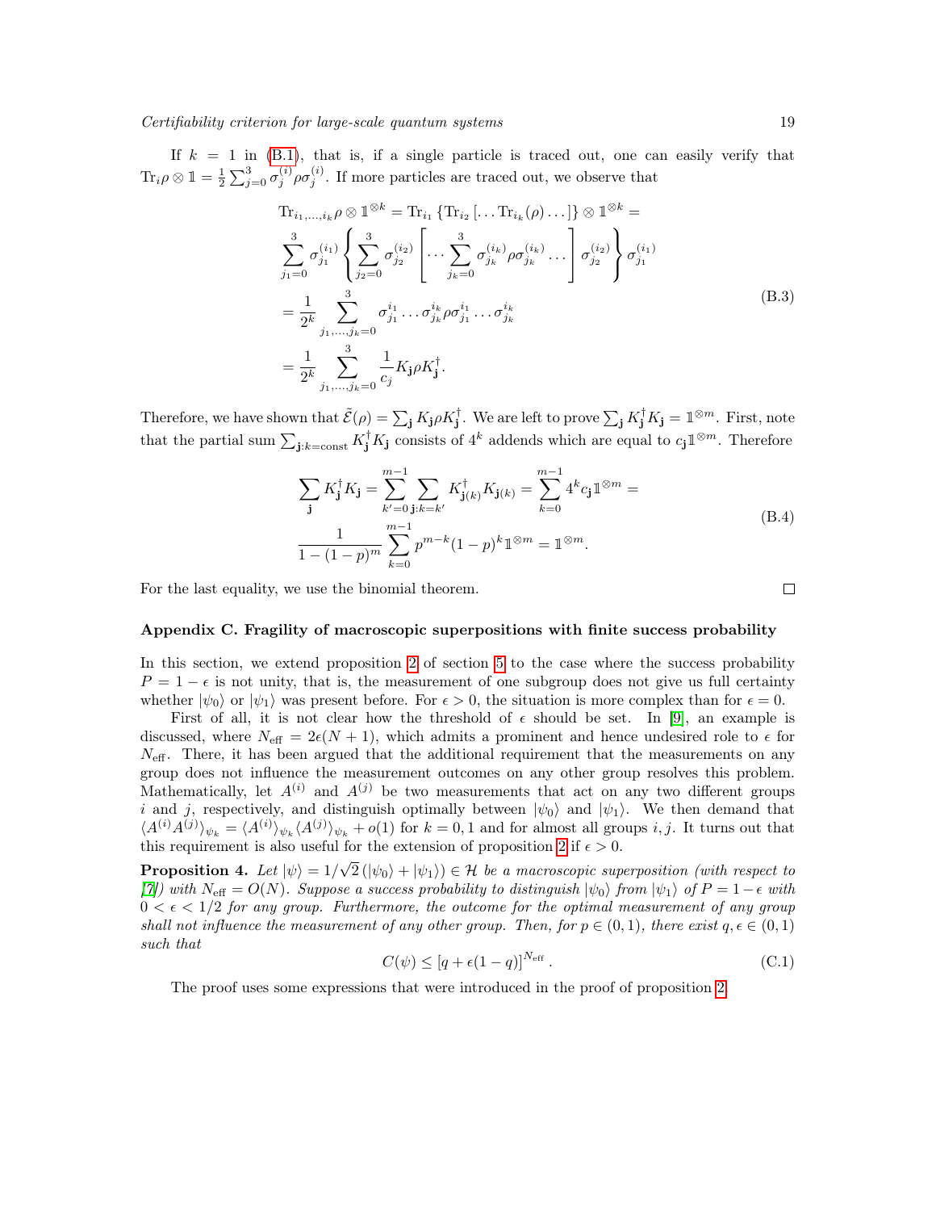If $k = 1$ in (B.1), that is, if a single particle is traced out, one can easily verify that $\mathrm{Tr}_i \rho \otimes \mathbb{1} = \frac{1}{2}\sum_{j=0}^{3} \sigma_j^{(i)} \rho \sigma_j^{(i)}$. If more particles are traced out, we observe that

$$
\begin{aligned}
&\mathrm{Tr}_{i_1,\ldots,i_k} \rho \otimes \mathbb{1}^{\otimes k} = \mathrm{Tr}_{i_1}\left\{\mathrm{Tr}_{i_2}\left[\ldots \mathrm{Tr}_{i_k}(\rho)\ldots\right]\right\} \otimes \mathbb{1}^{\otimes k} = \\
&\sum_{j_1=0}^{3} \sigma_{j_1}^{(i_1)} \left\{ \sum_{j_2=0}^{3} \sigma_{j_2}^{(i_2)} \left[ \cdots \sum_{j_k=0}^{3} \sigma_{j_k}^{(i_k)} \rho \sigma_{j_k}^{(i_k)} \cdots \right] \sigma_{j_2}^{(i_2)} \right\} \sigma_{j_1}^{(i_1)} \\
&= \frac{1}{2^k} \sum_{j_1,\ldots,j_k=0}^{3} \sigma_{j_1}^{i_1} \ldots \sigma_{j_k}^{i_k} \rho \sigma_{j_1}^{i_1} \ldots \sigma_{j_k}^{i_k} \\
&= \frac{1}{2^k} \sum_{j_1,\ldots,j_k=0}^{3} \frac{1}{c_j} K_{\mathbf{j}} \rho K_{\mathbf{j}}^{\dagger}.
\end{aligned}
\tag{B.3}
$$

Therefore, we have shown that $\tilde{\mathcal{E}}(\rho) = \sum_{\mathbf{j}} K_{\mathbf{j}} \rho K_{\mathbf{j}}^{\dagger}$. We are left to prove $\sum_{\mathbf{j}} K_{\mathbf{j}}^{\dagger} K_{\mathbf{j}} = \mathbb{1}^{\otimes m}$. First, note that the partial sum $\sum_{\mathbf{j}:k=\mathrm{const}} K_{\mathbf{j}}^{\dagger} K_{\mathbf{j}}$ consists of $4^k$ addends which are equal to $c_{\mathbf{j}} \mathbb{1}^{\otimes m}$. Therefore

$$
\begin{aligned}
&\sum_{\mathbf{j}} K_{\mathbf{j}}^{\dagger} K_{\mathbf{j}} = \sum_{k'=0}^{m-1} \sum_{\mathbf{j}:k=k'} K_{\mathbf{j}(k)}^{\dagger} K_{\mathbf{j}(k)} = \sum_{k=0}^{m-1} 4^k c_{\mathbf{j}} \mathbb{1}^{\otimes m} = \\
&\frac{1}{1-(1-p)^m} \sum_{k=0}^{m-1} p^{m-k} (1-p)^k \mathbb{1}^{\otimes m} = \mathbb{1}^{\otimes m}.
\end{aligned}
\tag{B.4}
$$

For the last equality, we use the binomial theorem. □

## Appendix C. Fragility of macroscopic superpositions with finite success probability

In this section, we extend proposition 2 of section 5 to the case where the success probability $P = 1 - \epsilon$ is not unity, that is, the measurement of one subgroup does not give us full certainty whether $|\psi_0\rangle$ or $|\psi_1\rangle$ was present before. For $\epsilon > 0$, the situation is more complex than for $\epsilon = 0$.

First of all, it is not clear how the threshold of $\epsilon$ should be set. In [9], an example is discussed, where $N_{\mathrm{eff}} = 2\epsilon(N+1)$, which admits a prominent and hence undesired role to $\epsilon$ for $N_{\mathrm{eff}}$. There, it has been argued that the additional requirement that the measurements on any group does not influence the measurement outcomes on any other group resolves this problem. Mathematically, let $A^{(i)}$ and $A^{(j)}$ be two measurements that act on any two different groups $i$ and $j$, respectively, and distinguish optimally between $|\psi_0\rangle$ and $|\psi_1\rangle$. We then demand that $\langle A^{(i)} A^{(j)} \rangle_{\psi_k} = \langle A^{(i)} \rangle_{\psi_k} \langle A^{(j)} \rangle_{\psi_k} + o(1)$ for $k = 0, 1$ and for almost all groups $i, j$. It turns out that this requirement is also useful for the extension of proposition 2 if $\epsilon > 0$.

**Proposition 4.** *Let $|\psi\rangle = 1/\sqrt{2}\,(|\psi_0\rangle + |\psi_1\rangle) \in \mathcal{H}$ be a macroscopic superposition (with respect to [7]) with $N_{\mathrm{eff}} = O(N)$. Suppose a success probability to distinguish $|\psi_0\rangle$ from $|\psi_1\rangle$ of $P = 1 - \epsilon$ with $0 < \epsilon < 1/2$ for any group. Furthermore, the outcome for the optimal measurement of any group shall not influence the measurement of any other group. Then, for $p \in (0, 1)$, there exist $q, \epsilon \in (0, 1)$ such that*

$$
C(\psi) \leq \left[q + \epsilon(1-q)\right]^{N_{\mathrm{eff}}}. \tag{C.1}
$$

The proof uses some expressions that were introduced in the proof of proposition 2.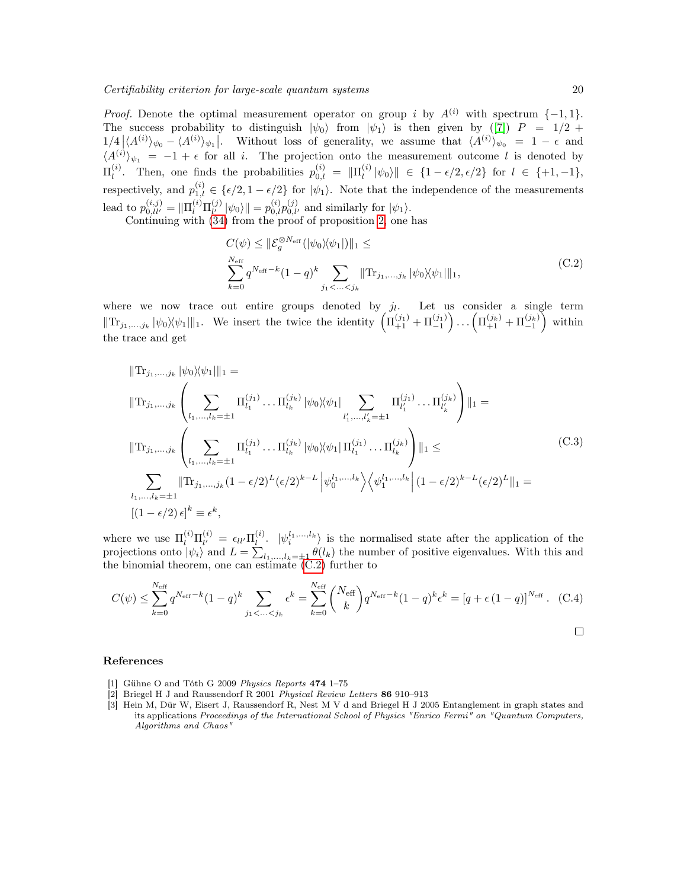*Proof.* Denote the optimal measurement operator on group $i$ by $A^{(i)}$ with spectrum $\{-1, 1\}$. The success probability to distinguish $|\psi_0\rangle$ from $|\psi_1\rangle$ is then given by ([7]) $P = 1/2 + 1/4 \left|\langle A^{(i)}\rangle_{\psi_0} - \langle A^{(i)}\rangle_{\psi_1}\right|$. Without loss of generality, we assume that $\langle A^{(i)}\rangle_{\psi_0} = 1 - \epsilon$ and $\langle A^{(i)}\rangle_{\psi_1} = -1 + \epsilon$ for all $i$. The projection onto the measurement outcome $l$ is denoted by $\Pi_l^{(i)}$. Then, one finds the probabilities $p_{0,l}^{(i)} = \|\Pi_l^{(i)} |\psi_0\rangle\| \in \{1 - \epsilon/2, \epsilon/2\}$ for $l \in \{+1, -1\}$, respectively, and $p_{1,l}^{(i)} \in \{\epsilon/2, 1 - \epsilon/2\}$ for $|\psi_1\rangle$. Note that the independence of the measurements lead to $p_{0,ll'}^{(i,j)} = \|\Pi_l^{(i)}\Pi_{l'}^{(j)} |\psi_0\rangle\| = p_{0,l}^{(i)} p_{0,l'}^{(j)}$ and similarly for $|\psi_1\rangle$.

Continuing with (34) from the proof of proposition 2, one has

$$
\begin{aligned}
&C(\psi) \leq \|\mathcal{E}_g^{\otimes N_{\text{eff}}}(|\psi_0\rangle\langle\psi_1|)\|_1 \leq \\
&\sum_{k=0}^{N_{\text{eff}}} q^{N_{\text{eff}}-k}(1-q)^k \sum_{j_1 < \ldots < j_k} \|\mathrm{Tr}_{j_1,\ldots,j_k} |\psi_0\rangle\langle\psi_1|\|_1,
\end{aligned}
\tag{C.2}
$$

where we now trace out entire groups denoted by $j_l$. Let us consider a single term $\|\mathrm{Tr}_{j_1,\ldots,j_k} |\psi_0\rangle\langle\psi_1|\|_1$. We insert the twice the identity $\left(\Pi_{+1}^{(j_1)} + \Pi_{-1}^{(j_1)}\right) \ldots \left(\Pi_{+1}^{(j_k)} + \Pi_{-1}^{(j_k)}\right)$ within the trace and get

$$
\begin{aligned}
&\|\mathrm{Tr}_{j_1,\ldots,j_k} |\psi_0\rangle\langle\psi_1|\|_1 = \\
&\|\mathrm{Tr}_{j_1,\ldots,j_k} \left( \sum_{l_1,\ldots,l_k=\pm 1} \Pi_{l_1}^{(j_1)} \ldots \Pi_{l_k}^{(j_k)} |\psi_0\rangle\langle\psi_1| \sum_{l'_1,\ldots,l'_k=\pm 1} \Pi_{l'_1}^{(j_1)} \ldots \Pi_{l'_k}^{(j_k)} \right) \|_1 = \\
&\|\mathrm{Tr}_{j_1,\ldots,j_k} \left( \sum_{l_1,\ldots,l_k=\pm 1} \Pi_{l_1}^{(j_1)} \ldots \Pi_{l_k}^{(j_k)} |\psi_0\rangle\langle\psi_1| \Pi_{l_1}^{(j_1)} \ldots \Pi_{l_k}^{(j_k)} \right) \|_1 \leq \\
&\sum_{l_1,\ldots,l_k=\pm 1} \|\mathrm{Tr}_{j_1,\ldots,j_k} (1-\epsilon/2)^L (\epsilon/2)^{k-L} \left|\psi_0^{l_1,\ldots,l_k}\right\rangle\left\langle\psi_1^{l_1,\ldots,l_k}\right| (1-\epsilon/2)^{k-L} (\epsilon/2)^L \|_1 = \\
&[(1-\epsilon/2)\,\epsilon]^k \equiv \epsilon^k,
\end{aligned}
\tag{C.3}
$$

where we use $\Pi_l^{(i)}\Pi_{l'}^{(i)} = \epsilon_{ll'}\Pi_l^{(i)}$. $|\psi_i^{l_1,\ldots,l_k}\rangle$ is the normalised state after the application of the projections onto $|\psi_i\rangle$ and $L = \sum_{l_1,\ldots,l_k=\pm 1} \theta(l_k)$ the number of positive eigenvalues. With this and the binomial theorem, one can estimate (C.2) further to

$$
C(\psi) \leq \sum_{k=0}^{N_{\text{eff}}} q^{N_{\text{eff}}-k}(1-q)^k \sum_{j_1 < \ldots < j_k} \epsilon^k = \sum_{k=0}^{N_{\text{eff}}} \binom{N_{\text{eff}}}{k} q^{N_{\text{eff}}-k}(1-q)^k \epsilon^k = [q + \epsilon\,(1-q)]^{N_{\text{eff}}}. \tag{C.4}
$$

□

## References

[1] Gühne O and Tóth G 2009 *Physics Reports* **474** 1–75

[2] Briegel H J and Raussendorf R 2001 *Physical Review Letters* **86** 910–913

[3] Hein M, Dür W, Eisert J, Raussendorf R, Nest M V d and Briegel H J 2005 Entanglement in graph states and its applications *Proceedings of the International School of Physics "Enrico Fermi" on "Quantum Computers, Algorithms and Chaos"*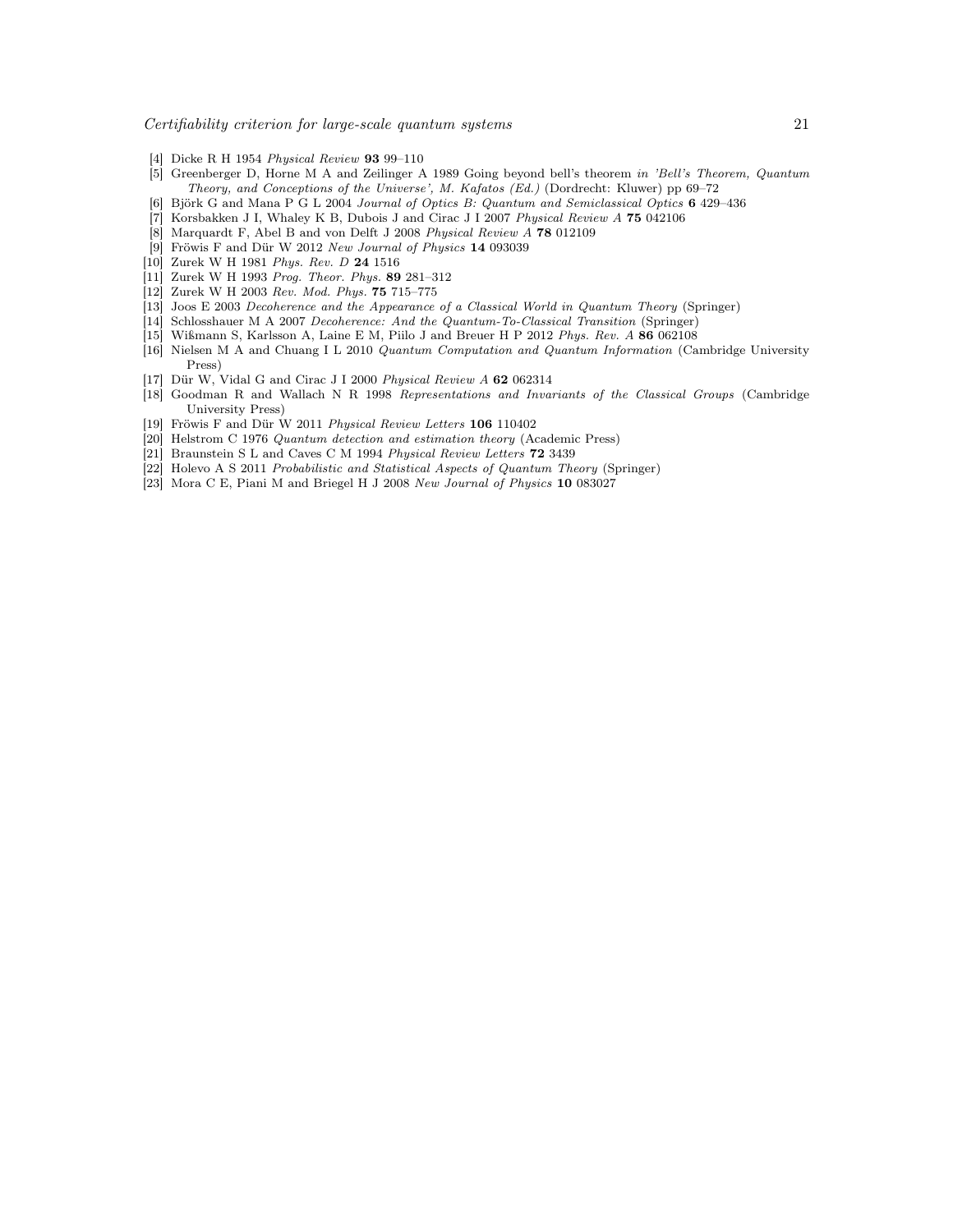[4] Dicke R H 1954 *Physical Review* **93** 99–110

[5] Greenberger D, Horne M A and Zeilinger A 1989 Going beyond bell's theorem *in 'Bell's Theorem, Quantum Theory, and Conceptions of the Universe', M. Kafatos (Ed.)* (Dordrecht: Kluwer) pp 69–72

[6] Björk G and Mana P G L 2004 *Journal of Optics B: Quantum and Semiclassical Optics* **6** 429–436

[7] Korsbakken J I, Whaley K B, Dubois J and Cirac J I 2007 *Physical Review A* **75** 042106

[8] Marquardt F, Abel B and von Delft J 2008 *Physical Review A* **78** 012109

[9] Fröwis F and Dür W 2012 *New Journal of Physics* **14** 093039

[10] Zurek W H 1981 *Phys. Rev. D* **24** 1516

[11] Zurek W H 1993 *Prog. Theor. Phys.* **89** 281–312

[12] Zurek W H 2003 *Rev. Mod. Phys.* **75** 715–775

[13] Joos E 2003 *Decoherence and the Appearance of a Classical World in Quantum Theory* (Springer)

[14] Schlosshauer M A 2007 *Decoherence: And the Quantum-To-Classical Transition* (Springer)

[15] Wißmann S, Karlsson A, Laine E M, Piilo J and Breuer H P 2012 *Phys. Rev. A* **86** 062108

[16] Nielsen M A and Chuang I L 2010 *Quantum Computation and Quantum Information* (Cambridge University Press)

[17] Dür W, Vidal G and Cirac J I 2000 *Physical Review A* **62** 062314

[18] Goodman R and Wallach N R 1998 *Representations and Invariants of the Classical Groups* (Cambridge University Press)

[19] Fröwis F and Dür W 2011 *Physical Review Letters* **106** 110402

[20] Helstrom C 1976 *Quantum detection and estimation theory* (Academic Press)

[21] Braunstein S L and Caves C M 1994 *Physical Review Letters* **72** 3439

[22] Holevo A S 2011 *Probabilistic and Statistical Aspects of Quantum Theory* (Springer)

[23] Mora C E, Piani M and Briegel H J 2008 *New Journal of Physics* **10** 083027